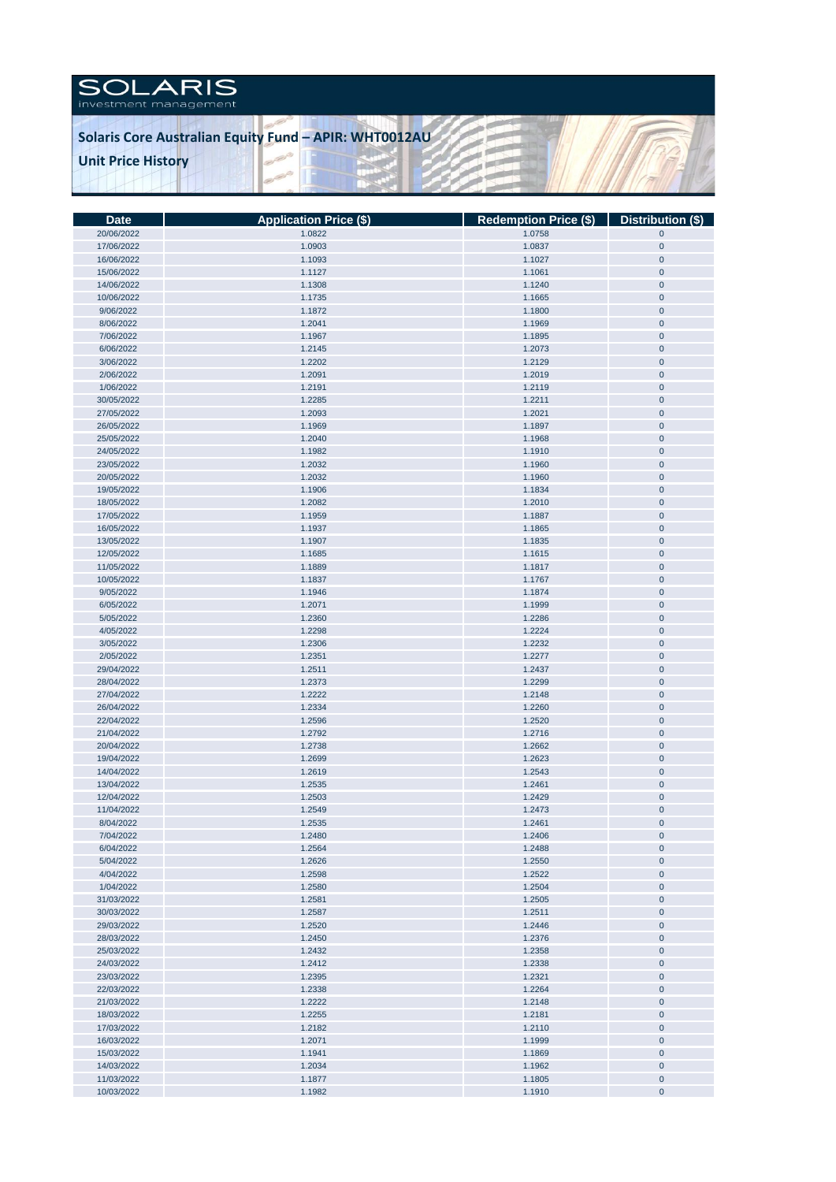SOLARIS
investment management

# Solaris Core Australian Equity Fund – APIR: WHT0012AU

## Unit Price History

| Date | Application Price ($) | Redemption Price ($) | Distribution ($) |
|---|---|---|---|
| 20/06/2022 | 1.0822 | 1.0758 | 0 |
| 17/06/2022 | 1.0903 | 1.0837 | 0 |
| 16/06/2022 | 1.1093 | 1.1027 | 0 |
| 15/06/2022 | 1.1127 | 1.1061 | 0 |
| 14/06/2022 | 1.1308 | 1.1240 | 0 |
| 10/06/2022 | 1.1735 | 1.1665 | 0 |
| 9/06/2022 | 1.1872 | 1.1800 | 0 |
| 8/06/2022 | 1.2041 | 1.1969 | 0 |
| 7/06/2022 | 1.1967 | 1.1895 | 0 |
| 6/06/2022 | 1.2145 | 1.2073 | 0 |
| 3/06/2022 | 1.2202 | 1.2129 | 0 |
| 2/06/2022 | 1.2091 | 1.2019 | 0 |
| 1/06/2022 | 1.2191 | 1.2119 | 0 |
| 30/05/2022 | 1.2285 | 1.2211 | 0 |
| 27/05/2022 | 1.2093 | 1.2021 | 0 |
| 26/05/2022 | 1.1969 | 1.1897 | 0 |
| 25/05/2022 | 1.2040 | 1.1968 | 0 |
| 24/05/2022 | 1.1982 | 1.1910 | 0 |
| 23/05/2022 | 1.2032 | 1.1960 | 0 |
| 20/05/2022 | 1.2032 | 1.1960 | 0 |
| 19/05/2022 | 1.1906 | 1.1834 | 0 |
| 18/05/2022 | 1.2082 | 1.2010 | 0 |
| 17/05/2022 | 1.1959 | 1.1887 | 0 |
| 16/05/2022 | 1.1937 | 1.1865 | 0 |
| 13/05/2022 | 1.1907 | 1.1835 | 0 |
| 12/05/2022 | 1.1685 | 1.1615 | 0 |
| 11/05/2022 | 1.1889 | 1.1817 | 0 |
| 10/05/2022 | 1.1837 | 1.1767 | 0 |
| 9/05/2022 | 1.1946 | 1.1874 | 0 |
| 6/05/2022 | 1.2071 | 1.1999 | 0 |
| 5/05/2022 | 1.2360 | 1.2286 | 0 |
| 4/05/2022 | 1.2298 | 1.2224 | 0 |
| 3/05/2022 | 1.2306 | 1.2232 | 0 |
| 2/05/2022 | 1.2351 | 1.2277 | 0 |
| 29/04/2022 | 1.2511 | 1.2437 | 0 |
| 28/04/2022 | 1.2373 | 1.2299 | 0 |
| 27/04/2022 | 1.2222 | 1.2148 | 0 |
| 26/04/2022 | 1.2334 | 1.2260 | 0 |
| 22/04/2022 | 1.2596 | 1.2520 | 0 |
| 21/04/2022 | 1.2792 | 1.2716 | 0 |
| 20/04/2022 | 1.2738 | 1.2662 | 0 |
| 19/04/2022 | 1.2699 | 1.2623 | 0 |
| 14/04/2022 | 1.2619 | 1.2543 | 0 |
| 13/04/2022 | 1.2535 | 1.2461 | 0 |
| 12/04/2022 | 1.2503 | 1.2429 | 0 |
| 11/04/2022 | 1.2549 | 1.2473 | 0 |
| 8/04/2022 | 1.2535 | 1.2461 | 0 |
| 7/04/2022 | 1.2480 | 1.2406 | 0 |
| 6/04/2022 | 1.2564 | 1.2488 | 0 |
| 5/04/2022 | 1.2626 | 1.2550 | 0 |
| 4/04/2022 | 1.2598 | 1.2522 | 0 |
| 1/04/2022 | 1.2580 | 1.2504 | 0 |
| 31/03/2022 | 1.2581 | 1.2505 | 0 |
| 30/03/2022 | 1.2587 | 1.2511 | 0 |
| 29/03/2022 | 1.2520 | 1.2446 | 0 |
| 28/03/2022 | 1.2450 | 1.2376 | 0 |
| 25/03/2022 | 1.2432 | 1.2358 | 0 |
| 24/03/2022 | 1.2412 | 1.2338 | 0 |
| 23/03/2022 | 1.2395 | 1.2321 | 0 |
| 22/03/2022 | 1.2338 | 1.2264 | 0 |
| 21/03/2022 | 1.2222 | 1.2148 | 0 |
| 18/03/2022 | 1.2255 | 1.2181 | 0 |
| 17/03/2022 | 1.2182 | 1.2110 | 0 |
| 16/03/2022 | 1.2071 | 1.1999 | 0 |
| 15/03/2022 | 1.1941 | 1.1869 | 0 |
| 14/03/2022 | 1.2034 | 1.1962 | 0 |
| 11/03/2022 | 1.1877 | 1.1805 | 0 |
| 10/03/2022 | 1.1982 | 1.1910 | 0 |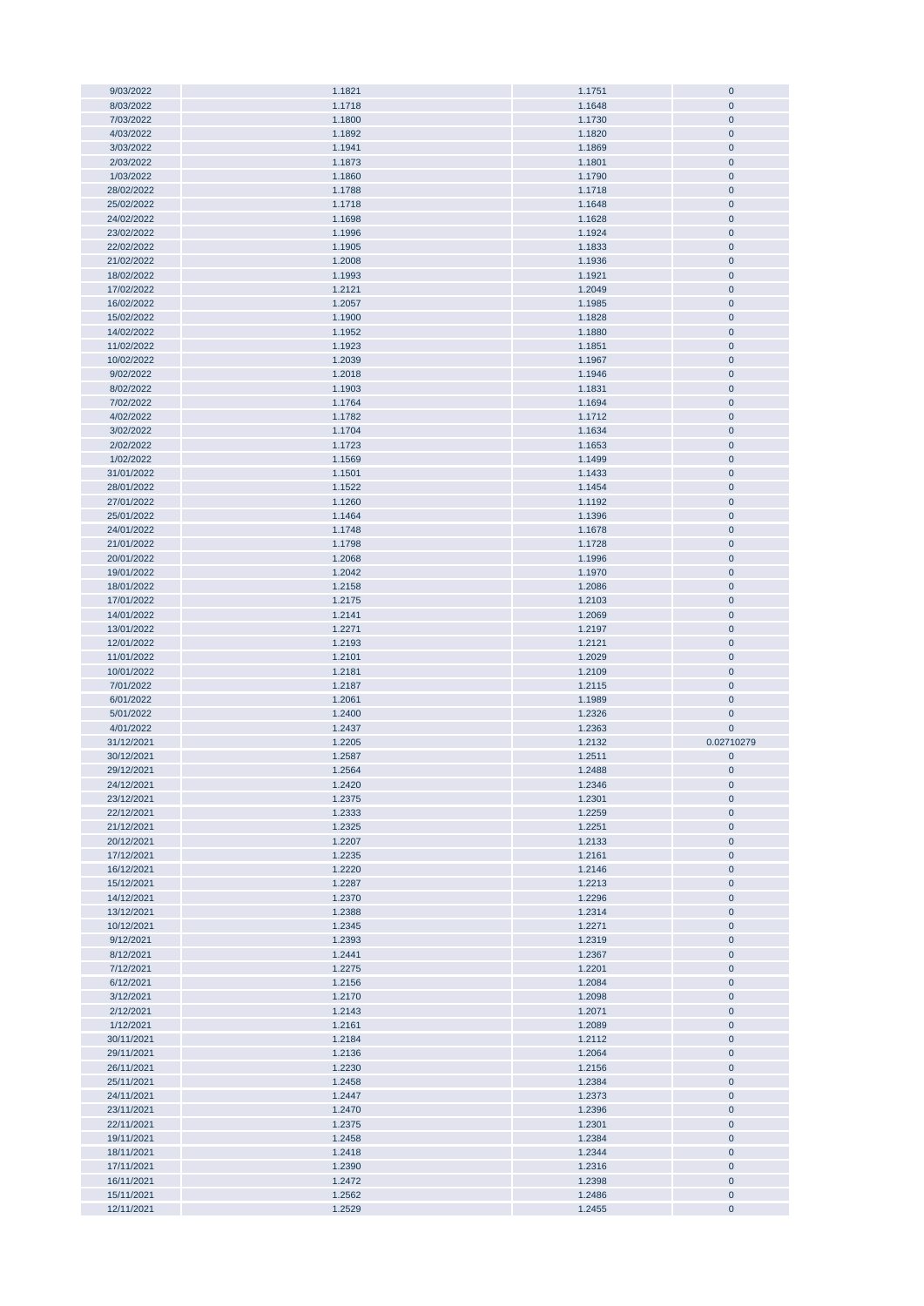| | | | |
|---|---|---|---|
| 9/03/2022 | 1.1821 | 1.1751 | 0 |
| 8/03/2022 | 1.1718 | 1.1648 | 0 |
| 7/03/2022 | 1.1800 | 1.1730 | 0 |
| 4/03/2022 | 1.1892 | 1.1820 | 0 |
| 3/03/2022 | 1.1941 | 1.1869 | 0 |
| 2/03/2022 | 1.1873 | 1.1801 | 0 |
| 1/03/2022 | 1.1860 | 1.1790 | 0 |
| 28/02/2022 | 1.1788 | 1.1718 | 0 |
| 25/02/2022 | 1.1718 | 1.1648 | 0 |
| 24/02/2022 | 1.1698 | 1.1628 | 0 |
| 23/02/2022 | 1.1996 | 1.1924 | 0 |
| 22/02/2022 | 1.1905 | 1.1833 | 0 |
| 21/02/2022 | 1.2008 | 1.1936 | 0 |
| 18/02/2022 | 1.1993 | 1.1921 | 0 |
| 17/02/2022 | 1.2121 | 1.2049 | 0 |
| 16/02/2022 | 1.2057 | 1.1985 | 0 |
| 15/02/2022 | 1.1900 | 1.1828 | 0 |
| 14/02/2022 | 1.1952 | 1.1880 | 0 |
| 11/02/2022 | 1.1923 | 1.1851 | 0 |
| 10/02/2022 | 1.2039 | 1.1967 | 0 |
| 9/02/2022 | 1.2018 | 1.1946 | 0 |
| 8/02/2022 | 1.1903 | 1.1831 | 0 |
| 7/02/2022 | 1.1764 | 1.1694 | 0 |
| 4/02/2022 | 1.1782 | 1.1712 | 0 |
| 3/02/2022 | 1.1704 | 1.1634 | 0 |
| 2/02/2022 | 1.1723 | 1.1653 | 0 |
| 1/02/2022 | 1.1569 | 1.1499 | 0 |
| 31/01/2022 | 1.1501 | 1.1433 | 0 |
| 28/01/2022 | 1.1522 | 1.1454 | 0 |
| 27/01/2022 | 1.1260 | 1.1192 | 0 |
| 25/01/2022 | 1.1464 | 1.1396 | 0 |
| 24/01/2022 | 1.1748 | 1.1678 | 0 |
| 21/01/2022 | 1.1798 | 1.1728 | 0 |
| 20/01/2022 | 1.2068 | 1.1996 | 0 |
| 19/01/2022 | 1.2042 | 1.1970 | 0 |
| 18/01/2022 | 1.2158 | 1.2086 | 0 |
| 17/01/2022 | 1.2175 | 1.2103 | 0 |
| 14/01/2022 | 1.2141 | 1.2069 | 0 |
| 13/01/2022 | 1.2271 | 1.2197 | 0 |
| 12/01/2022 | 1.2193 | 1.2121 | 0 |
| 11/01/2022 | 1.2101 | 1.2029 | 0 |
| 10/01/2022 | 1.2181 | 1.2109 | 0 |
| 7/01/2022 | 1.2187 | 1.2115 | 0 |
| 6/01/2022 | 1.2061 | 1.1989 | 0 |
| 5/01/2022 | 1.2400 | 1.2326 | 0 |
| 4/01/2022 | 1.2437 | 1.2363 | 0 |
| 31/12/2021 | 1.2205 | 1.2132 | 0.02710279 |
| 30/12/2021 | 1.2587 | 1.2511 | 0 |
| 29/12/2021 | 1.2564 | 1.2488 | 0 |
| 24/12/2021 | 1.2420 | 1.2346 | 0 |
| 23/12/2021 | 1.2375 | 1.2301 | 0 |
| 22/12/2021 | 1.2333 | 1.2259 | 0 |
| 21/12/2021 | 1.2325 | 1.2251 | 0 |
| 20/12/2021 | 1.2207 | 1.2133 | 0 |
| 17/12/2021 | 1.2235 | 1.2161 | 0 |
| 16/12/2021 | 1.2220 | 1.2146 | 0 |
| 15/12/2021 | 1.2287 | 1.2213 | 0 |
| 14/12/2021 | 1.2370 | 1.2296 | 0 |
| 13/12/2021 | 1.2388 | 1.2314 | 0 |
| 10/12/2021 | 1.2345 | 1.2271 | 0 |
| 9/12/2021 | 1.2393 | 1.2319 | 0 |
| 8/12/2021 | 1.2441 | 1.2367 | 0 |
| 7/12/2021 | 1.2275 | 1.2201 | 0 |
| 6/12/2021 | 1.2156 | 1.2084 | 0 |
| 3/12/2021 | 1.2170 | 1.2098 | 0 |
| 2/12/2021 | 1.2143 | 1.2071 | 0 |
| 1/12/2021 | 1.2161 | 1.2089 | 0 |
| 30/11/2021 | 1.2184 | 1.2112 | 0 |
| 29/11/2021 | 1.2136 | 1.2064 | 0 |
| 26/11/2021 | 1.2230 | 1.2156 | 0 |
| 25/11/2021 | 1.2458 | 1.2384 | 0 |
| 24/11/2021 | 1.2447 | 1.2373 | 0 |
| 23/11/2021 | 1.2470 | 1.2396 | 0 |
| 22/11/2021 | 1.2375 | 1.2301 | 0 |
| 19/11/2021 | 1.2458 | 1.2384 | 0 |
| 18/11/2021 | 1.2418 | 1.2344 | 0 |
| 17/11/2021 | 1.2390 | 1.2316 | 0 |
| 16/11/2021 | 1.2472 | 1.2398 | 0 |
| 15/11/2021 | 1.2562 | 1.2486 | 0 |
| 12/11/2021 | 1.2529 | 1.2455 | 0 |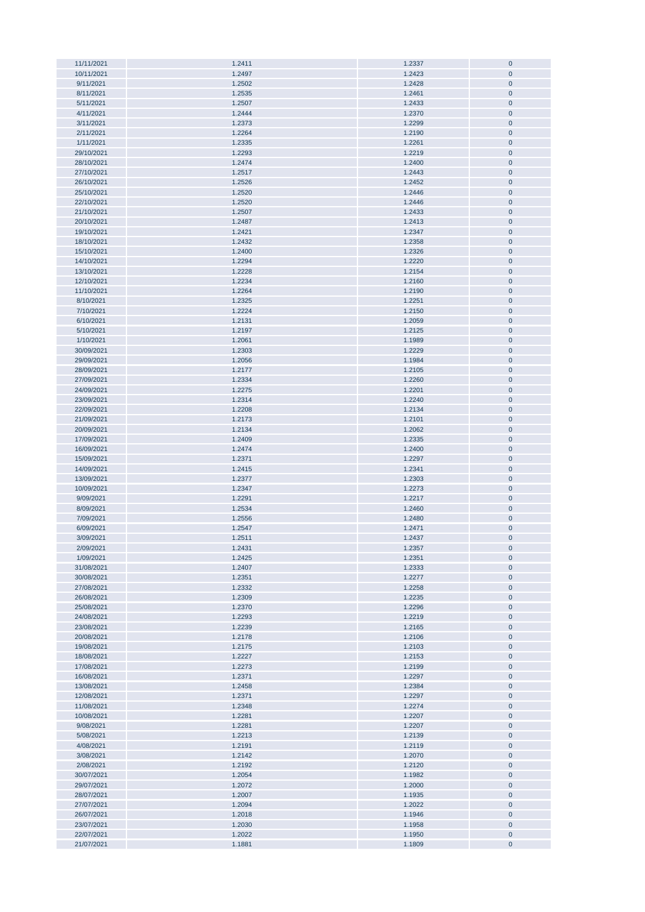| 11/11/2021 | 1.2411 | 1.2337 | 0 |
|---|---|---|---|
| 10/11/2021 | 1.2497 | 1.2423 | 0 |
| 9/11/2021 | 1.2502 | 1.2428 | 0 |
| 8/11/2021 | 1.2535 | 1.2461 | 0 |
| 5/11/2021 | 1.2507 | 1.2433 | 0 |
| 4/11/2021 | 1.2444 | 1.2370 | 0 |
| 3/11/2021 | 1.2373 | 1.2299 | 0 |
| 2/11/2021 | 1.2264 | 1.2190 | 0 |
| 1/11/2021 | 1.2335 | 1.2261 | 0 |
| 29/10/2021 | 1.2293 | 1.2219 | 0 |
| 28/10/2021 | 1.2474 | 1.2400 | 0 |
| 27/10/2021 | 1.2517 | 1.2443 | 0 |
| 26/10/2021 | 1.2526 | 1.2452 | 0 |
| 25/10/2021 | 1.2520 | 1.2446 | 0 |
| 22/10/2021 | 1.2520 | 1.2446 | 0 |
| 21/10/2021 | 1.2507 | 1.2433 | 0 |
| 20/10/2021 | 1.2487 | 1.2413 | 0 |
| 19/10/2021 | 1.2421 | 1.2347 | 0 |
| 18/10/2021 | 1.2432 | 1.2358 | 0 |
| 15/10/2021 | 1.2400 | 1.2326 | 0 |
| 14/10/2021 | 1.2294 | 1.2220 | 0 |
| 13/10/2021 | 1.2228 | 1.2154 | 0 |
| 12/10/2021 | 1.2234 | 1.2160 | 0 |
| 11/10/2021 | 1.2264 | 1.2190 | 0 |
| 8/10/2021 | 1.2325 | 1.2251 | 0 |
| 7/10/2021 | 1.2224 | 1.2150 | 0 |
| 6/10/2021 | 1.2131 | 1.2059 | 0 |
| 5/10/2021 | 1.2197 | 1.2125 | 0 |
| 1/10/2021 | 1.2061 | 1.1989 | 0 |
| 30/09/2021 | 1.2303 | 1.2229 | 0 |
| 29/09/2021 | 1.2056 | 1.1984 | 0 |
| 28/09/2021 | 1.2177 | 1.2105 | 0 |
| 27/09/2021 | 1.2334 | 1.2260 | 0 |
| 24/09/2021 | 1.2275 | 1.2201 | 0 |
| 23/09/2021 | 1.2314 | 1.2240 | 0 |
| 22/09/2021 | 1.2208 | 1.2134 | 0 |
| 21/09/2021 | 1.2173 | 1.2101 | 0 |
| 20/09/2021 | 1.2134 | 1.2062 | 0 |
| 17/09/2021 | 1.2409 | 1.2335 | 0 |
| 16/09/2021 | 1.2474 | 1.2400 | 0 |
| 15/09/2021 | 1.2371 | 1.2297 | 0 |
| 14/09/2021 | 1.2415 | 1.2341 | 0 |
| 13/09/2021 | 1.2377 | 1.2303 | 0 |
| 10/09/2021 | 1.2347 | 1.2273 | 0 |
| 9/09/2021 | 1.2291 | 1.2217 | 0 |
| 8/09/2021 | 1.2534 | 1.2460 | 0 |
| 7/09/2021 | 1.2556 | 1.2480 | 0 |
| 6/09/2021 | 1.2547 | 1.2471 | 0 |
| 3/09/2021 | 1.2511 | 1.2437 | 0 |
| 2/09/2021 | 1.2431 | 1.2357 | 0 |
| 1/09/2021 | 1.2425 | 1.2351 | 0 |
| 31/08/2021 | 1.2407 | 1.2333 | 0 |
| 30/08/2021 | 1.2351 | 1.2277 | 0 |
| 27/08/2021 | 1.2332 | 1.2258 | 0 |
| 26/08/2021 | 1.2309 | 1.2235 | 0 |
| 25/08/2021 | 1.2370 | 1.2296 | 0 |
| 24/08/2021 | 1.2293 | 1.2219 | 0 |
| 23/08/2021 | 1.2239 | 1.2165 | 0 |
| 20/08/2021 | 1.2178 | 1.2106 | 0 |
| 19/08/2021 | 1.2175 | 1.2103 | 0 |
| 18/08/2021 | 1.2227 | 1.2153 | 0 |
| 17/08/2021 | 1.2273 | 1.2199 | 0 |
| 16/08/2021 | 1.2371 | 1.2297 | 0 |
| 13/08/2021 | 1.2458 | 1.2384 | 0 |
| 12/08/2021 | 1.2371 | 1.2297 | 0 |
| 11/08/2021 | 1.2348 | 1.2274 | 0 |
| 10/08/2021 | 1.2281 | 1.2207 | 0 |
| 9/08/2021 | 1.2281 | 1.2207 | 0 |
| 5/08/2021 | 1.2213 | 1.2139 | 0 |
| 4/08/2021 | 1.2191 | 1.2119 | 0 |
| 3/08/2021 | 1.2142 | 1.2070 | 0 |
| 2/08/2021 | 1.2192 | 1.2120 | 0 |
| 30/07/2021 | 1.2054 | 1.1982 | 0 |
| 29/07/2021 | 1.2072 | 1.2000 | 0 |
| 28/07/2021 | 1.2007 | 1.1935 | 0 |
| 27/07/2021 | 1.2094 | 1.2022 | 0 |
| 26/07/2021 | 1.2018 | 1.1946 | 0 |
| 23/07/2021 | 1.2030 | 1.1958 | 0 |
| 22/07/2021 | 1.2022 | 1.1950 | 0 |
| 21/07/2021 | 1.1881 | 1.1809 | 0 |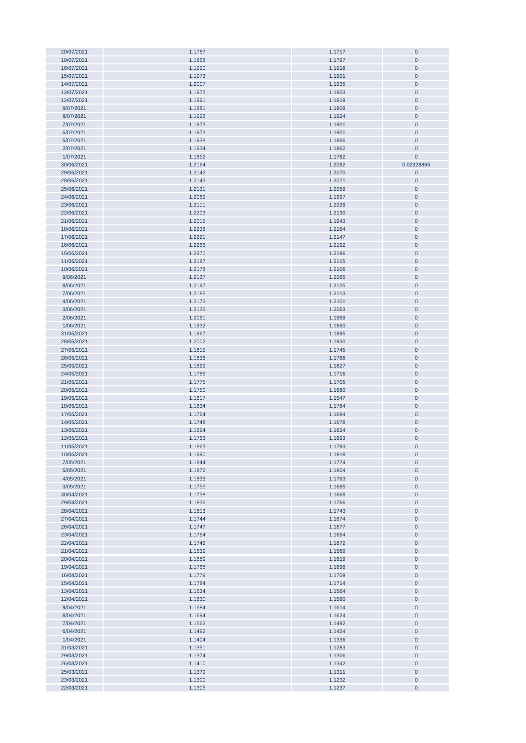| | | | |
|---|---|---|---|
| 20/07/2021 | 1.1787 | 1.1717 | 0 |
| 19/07/2021 | 1.1868 | 1.1797 | 0 |
| 16/07/2021 | 1.1990 | 1.1918 | 0 |
| 15/07/2021 | 1.1973 | 1.1901 | 0 |
| 14/07/2021 | 1.2007 | 1.1935 | 0 |
| 13/07/2021 | 1.1975 | 1.1903 | 0 |
| 12/07/2021 | 1.1991 | 1.1919 | 0 |
| 9/07/2021 | 1.1881 | 1.1809 | 0 |
| 8/07/2021 | 1.1996 | 1.1924 | 0 |
| 7/07/2021 | 1.1973 | 1.1901 | 0 |
| 6/07/2021 | 1.1973 | 1.1901 | 0 |
| 5/07/2021 | 1.1938 | 1.1866 | 0 |
| 2/07/2021 | 1.1934 | 1.1862 | 0 |
| 1/07/2021 | 1.1852 | 1.1782 | 0 |
| 30/06/2021 | 1.2164 | 1.2092 | 0.02328865 |
| 29/06/2021 | 1.2142 | 1.2070 | 0 |
| 28/06/2021 | 1.2143 | 1.2071 | 0 |
| 25/06/2021 | 1.2131 | 1.2059 | 0 |
| 24/06/2021 | 1.2069 | 1.1997 | 0 |
| 23/06/2021 | 1.2111 | 1.2039 | 0 |
| 22/06/2021 | 1.2203 | 1.2130 | 0 |
| 21/06/2021 | 1.2015 | 1.1943 | 0 |
| 18/06/2021 | 1.2238 | 1.2164 | 0 |
| 17/06/2021 | 1.2221 | 1.2147 | 0 |
| 16/06/2021 | 1.2266 | 1.2192 | 0 |
| 15/06/2021 | 1.2270 | 1.2196 | 0 |
| 11/06/2021 | 1.2187 | 1.2115 | 0 |
| 10/06/2021 | 1.2178 | 1.2106 | 0 |
| 9/06/2021 | 1.2137 | 1.2065 | 0 |
| 8/06/2021 | 1.2197 | 1.2125 | 0 |
| 7/06/2021 | 1.2185 | 1.2113 | 0 |
| 4/06/2021 | 1.2173 | 1.2101 | 0 |
| 3/06/2021 | 1.2135 | 1.2063 | 0 |
| 2/06/2021 | 1.2061 | 1.1989 | 0 |
| 1/06/2021 | 1.1932 | 1.1860 | 0 |
| 31/05/2021 | 1.1967 | 1.1895 | 0 |
| 28/05/2021 | 1.2002 | 1.1930 | 0 |
| 27/05/2021 | 1.1815 | 1.1745 | 0 |
| 26/05/2021 | 1.1838 | 1.1768 | 0 |
| 25/05/2021 | 1.1899 | 1.1827 | 0 |
| 24/05/2021 | 1.1786 | 1.1716 | 0 |
| 21/05/2021 | 1.1775 | 1.1705 | 0 |
| 20/05/2021 | 1.1750 | 1.1680 | 0 |
| 19/05/2021 | 1.1617 | 1.1547 | 0 |
| 18/05/2021 | 1.1834 | 1.1764 | 0 |
| 17/05/2021 | 1.1764 | 1.1694 | 0 |
| 14/05/2021 | 1.1748 | 1.1678 | 0 |
| 13/05/2021 | 1.1694 | 1.1624 | 0 |
| 12/05/2021 | 1.1763 | 1.1693 | 0 |
| 11/05/2021 | 1.1863 | 1.1793 | 0 |
| 10/05/2021 | 1.1990 | 1.1918 | 0 |
| 7/05/2021 | 1.1844 | 1.1774 | 0 |
| 5/05/2021 | 1.1876 | 1.1804 | 0 |
| 4/05/2021 | 1.1833 | 1.1763 | 0 |
| 3/05/2021 | 1.1755 | 1.1685 | 0 |
| 30/04/2021 | 1.1738 | 1.1668 | 0 |
| 29/04/2021 | 1.1836 | 1.1766 | 0 |
| 28/04/2021 | 1.1813 | 1.1743 | 0 |
| 27/04/2021 | 1.1744 | 1.1674 | 0 |
| 26/04/2021 | 1.1747 | 1.1677 | 0 |
| 23/04/2021 | 1.1764 | 1.1694 | 0 |
| 22/04/2021 | 1.1742 | 1.1672 | 0 |
| 21/04/2021 | 1.1639 | 1.1569 | 0 |
| 20/04/2021 | 1.1689 | 1.1619 | 0 |
| 19/04/2021 | 1.1768 | 1.1698 | 0 |
| 16/04/2021 | 1.1779 | 1.1709 | 0 |
| 15/04/2021 | 1.1784 | 1.1714 | 0 |
| 13/04/2021 | 1.1634 | 1.1564 | 0 |
| 12/04/2021 | 1.1630 | 1.1560 | 0 |
| 9/04/2021 | 1.1684 | 1.1614 | 0 |
| 8/04/2021 | 1.1694 | 1.1624 | 0 |
| 7/04/2021 | 1.1562 | 1.1492 | 0 |
| 6/04/2021 | 1.1492 | 1.1424 | 0 |
| 1/04/2021 | 1.1404 | 1.1336 | 0 |
| 31/03/2021 | 1.1351 | 1.1283 | 0 |
| 29/03/2021 | 1.1374 | 1.1306 | 0 |
| 26/03/2021 | 1.1410 | 1.1342 | 0 |
| 25/03/2021 | 1.1379 | 1.1311 | 0 |
| 23/03/2021 | 1.1300 | 1.1232 | 0 |
| 22/03/2021 | 1.1305 | 1.1237 | 0 |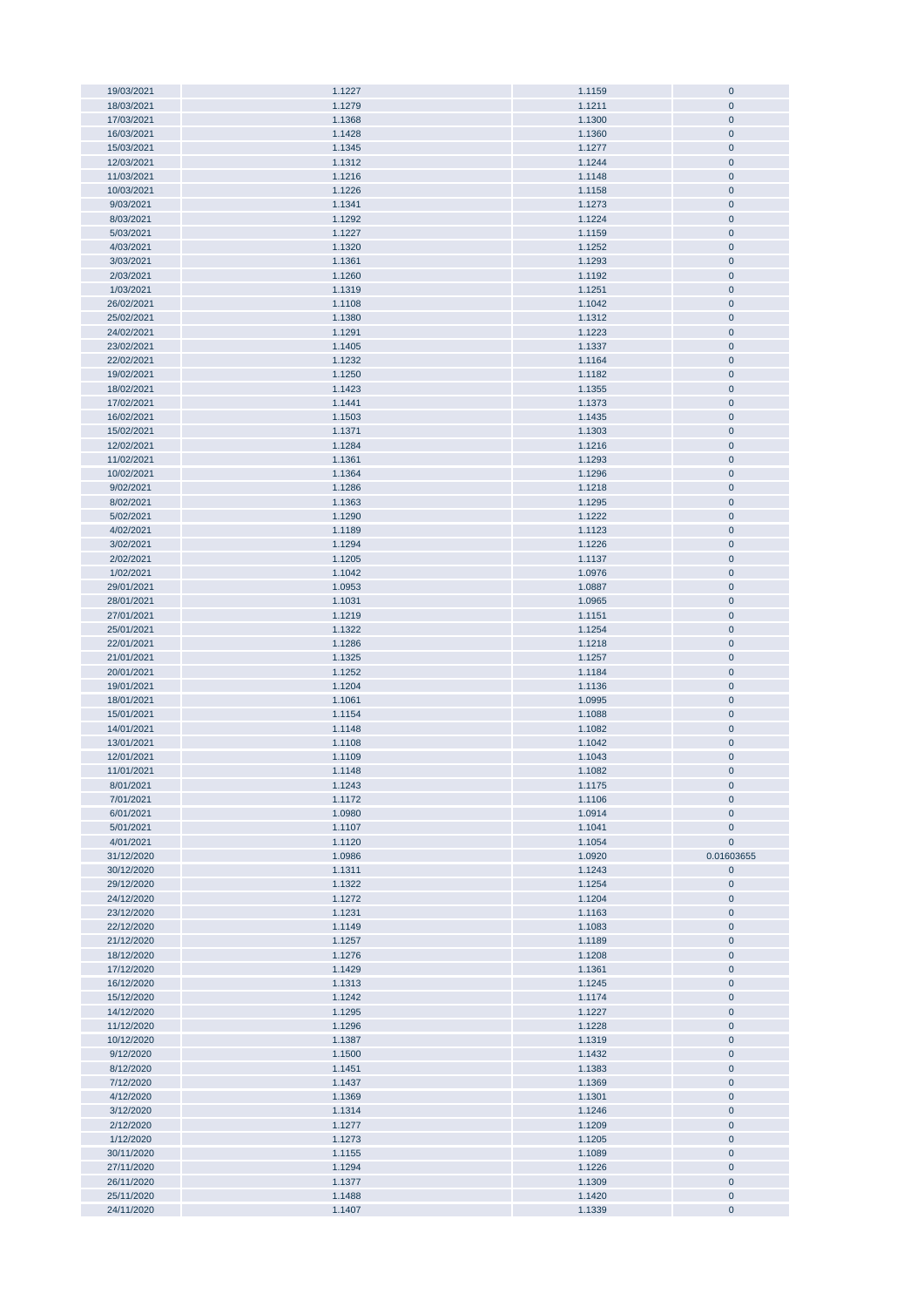| | | | |
|---|---|---|---|
| 19/03/2021 | 1.1227 | 1.1159 | 0 |
| 18/03/2021 | 1.1279 | 1.1211 | 0 |
| 17/03/2021 | 1.1368 | 1.1300 | 0 |
| 16/03/2021 | 1.1428 | 1.1360 | 0 |
| 15/03/2021 | 1.1345 | 1.1277 | 0 |
| 12/03/2021 | 1.1312 | 1.1244 | 0 |
| 11/03/2021 | 1.1216 | 1.1148 | 0 |
| 10/03/2021 | 1.1226 | 1.1158 | 0 |
| 9/03/2021 | 1.1341 | 1.1273 | 0 |
| 8/03/2021 | 1.1292 | 1.1224 | 0 |
| 5/03/2021 | 1.1227 | 1.1159 | 0 |
| 4/03/2021 | 1.1320 | 1.1252 | 0 |
| 3/03/2021 | 1.1361 | 1.1293 | 0 |
| 2/03/2021 | 1.1260 | 1.1192 | 0 |
| 1/03/2021 | 1.1319 | 1.1251 | 0 |
| 26/02/2021 | 1.1108 | 1.1042 | 0 |
| 25/02/2021 | 1.1380 | 1.1312 | 0 |
| 24/02/2021 | 1.1291 | 1.1223 | 0 |
| 23/02/2021 | 1.1405 | 1.1337 | 0 |
| 22/02/2021 | 1.1232 | 1.1164 | 0 |
| 19/02/2021 | 1.1250 | 1.1182 | 0 |
| 18/02/2021 | 1.1423 | 1.1355 | 0 |
| 17/02/2021 | 1.1441 | 1.1373 | 0 |
| 16/02/2021 | 1.1503 | 1.1435 | 0 |
| 15/02/2021 | 1.1371 | 1.1303 | 0 |
| 12/02/2021 | 1.1284 | 1.1216 | 0 |
| 11/02/2021 | 1.1361 | 1.1293 | 0 |
| 10/02/2021 | 1.1364 | 1.1296 | 0 |
| 9/02/2021 | 1.1286 | 1.1218 | 0 |
| 8/02/2021 | 1.1363 | 1.1295 | 0 |
| 5/02/2021 | 1.1290 | 1.1222 | 0 |
| 4/02/2021 | 1.1189 | 1.1123 | 0 |
| 3/02/2021 | 1.1294 | 1.1226 | 0 |
| 2/02/2021 | 1.1205 | 1.1137 | 0 |
| 1/02/2021 | 1.1042 | 1.0976 | 0 |
| 29/01/2021 | 1.0953 | 1.0887 | 0 |
| 28/01/2021 | 1.1031 | 1.0965 | 0 |
| 27/01/2021 | 1.1219 | 1.1151 | 0 |
| 25/01/2021 | 1.1322 | 1.1254 | 0 |
| 22/01/2021 | 1.1286 | 1.1218 | 0 |
| 21/01/2021 | 1.1325 | 1.1257 | 0 |
| 20/01/2021 | 1.1252 | 1.1184 | 0 |
| 19/01/2021 | 1.1204 | 1.1136 | 0 |
| 18/01/2021 | 1.1061 | 1.0995 | 0 |
| 15/01/2021 | 1.1154 | 1.1088 | 0 |
| 14/01/2021 | 1.1148 | 1.1082 | 0 |
| 13/01/2021 | 1.1108 | 1.1042 | 0 |
| 12/01/2021 | 1.1109 | 1.1043 | 0 |
| 11/01/2021 | 1.1148 | 1.1082 | 0 |
| 8/01/2021 | 1.1243 | 1.1175 | 0 |
| 7/01/2021 | 1.1172 | 1.1106 | 0 |
| 6/01/2021 | 1.0980 | 1.0914 | 0 |
| 5/01/2021 | 1.1107 | 1.1041 | 0 |
| 4/01/2021 | 1.1120 | 1.1054 | 0 |
| 31/12/2020 | 1.0986 | 1.0920 | 0.01603655 |
| 30/12/2020 | 1.1311 | 1.1243 | 0 |
| 29/12/2020 | 1.1322 | 1.1254 | 0 |
| 24/12/2020 | 1.1272 | 1.1204 | 0 |
| 23/12/2020 | 1.1231 | 1.1163 | 0 |
| 22/12/2020 | 1.1149 | 1.1083 | 0 |
| 21/12/2020 | 1.1257 | 1.1189 | 0 |
| 18/12/2020 | 1.1276 | 1.1208 | 0 |
| 17/12/2020 | 1.1429 | 1.1361 | 0 |
| 16/12/2020 | 1.1313 | 1.1245 | 0 |
| 15/12/2020 | 1.1242 | 1.1174 | 0 |
| 14/12/2020 | 1.1295 | 1.1227 | 0 |
| 11/12/2020 | 1.1296 | 1.1228 | 0 |
| 10/12/2020 | 1.1387 | 1.1319 | 0 |
| 9/12/2020 | 1.1500 | 1.1432 | 0 |
| 8/12/2020 | 1.1451 | 1.1383 | 0 |
| 7/12/2020 | 1.1437 | 1.1369 | 0 |
| 4/12/2020 | 1.1369 | 1.1301 | 0 |
| 3/12/2020 | 1.1314 | 1.1246 | 0 |
| 2/12/2020 | 1.1277 | 1.1209 | 0 |
| 1/12/2020 | 1.1273 | 1.1205 | 0 |
| 30/11/2020 | 1.1155 | 1.1089 | 0 |
| 27/11/2020 | 1.1294 | 1.1226 | 0 |
| 26/11/2020 | 1.1377 | 1.1309 | 0 |
| 25/11/2020 | 1.1488 | 1.1420 | 0 |
| 24/11/2020 | 1.1407 | 1.1339 | 0 |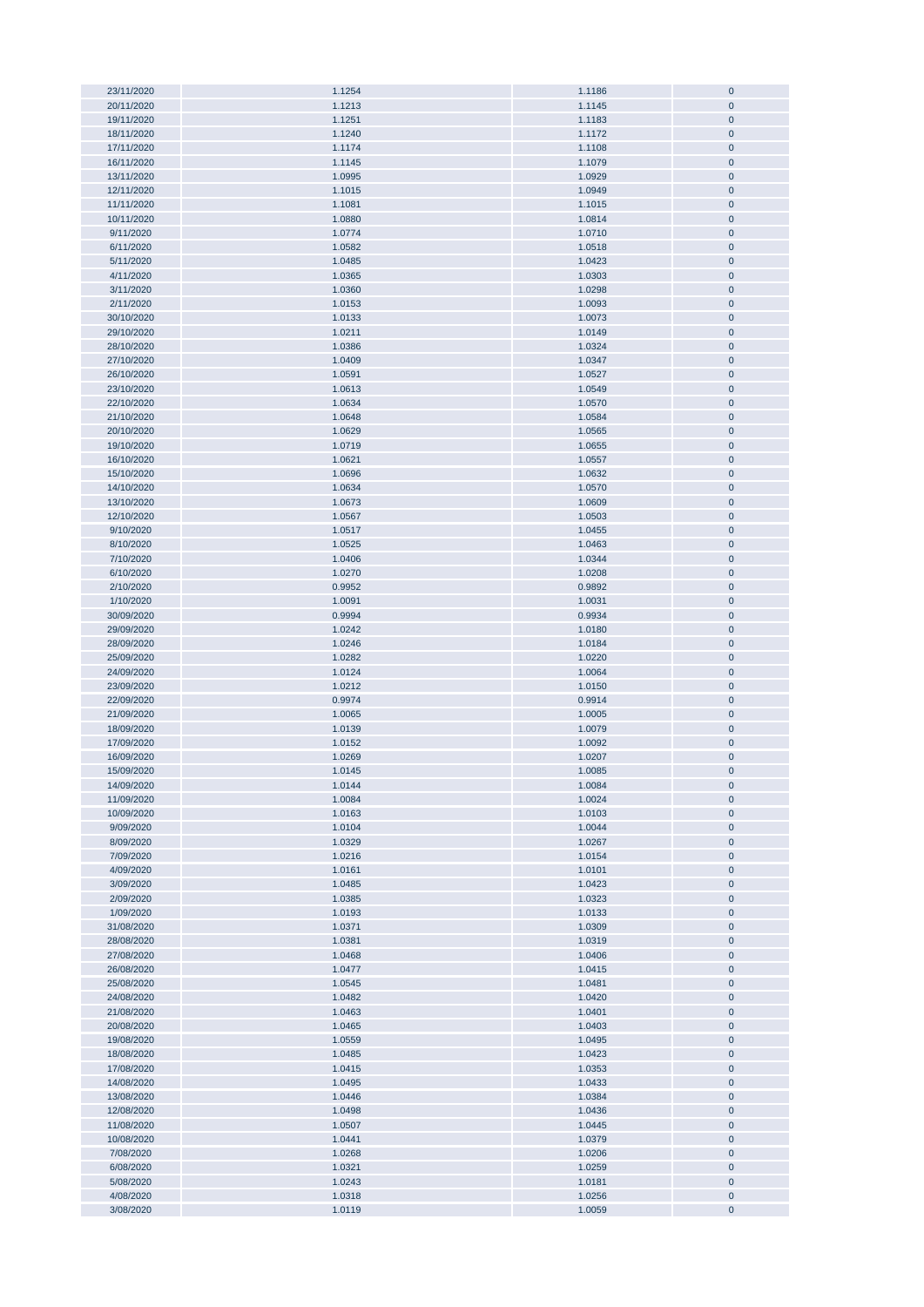| | | | |
|---|---|---|---|
| 23/11/2020 | 1.1254 | 1.1186 | 0 |
| 20/11/2020 | 1.1213 | 1.1145 | 0 |
| 19/11/2020 | 1.1251 | 1.1183 | 0 |
| 18/11/2020 | 1.1240 | 1.1172 | 0 |
| 17/11/2020 | 1.1174 | 1.1108 | 0 |
| 16/11/2020 | 1.1145 | 1.1079 | 0 |
| 13/11/2020 | 1.0995 | 1.0929 | 0 |
| 12/11/2020 | 1.1015 | 1.0949 | 0 |
| 11/11/2020 | 1.1081 | 1.1015 | 0 |
| 10/11/2020 | 1.0880 | 1.0814 | 0 |
| 9/11/2020 | 1.0774 | 1.0710 | 0 |
| 6/11/2020 | 1.0582 | 1.0518 | 0 |
| 5/11/2020 | 1.0485 | 1.0423 | 0 |
| 4/11/2020 | 1.0365 | 1.0303 | 0 |
| 3/11/2020 | 1.0360 | 1.0298 | 0 |
| 2/11/2020 | 1.0153 | 1.0093 | 0 |
| 30/10/2020 | 1.0133 | 1.0073 | 0 |
| 29/10/2020 | 1.0211 | 1.0149 | 0 |
| 28/10/2020 | 1.0386 | 1.0324 | 0 |
| 27/10/2020 | 1.0409 | 1.0347 | 0 |
| 26/10/2020 | 1.0591 | 1.0527 | 0 |
| 23/10/2020 | 1.0613 | 1.0549 | 0 |
| 22/10/2020 | 1.0634 | 1.0570 | 0 |
| 21/10/2020 | 1.0648 | 1.0584 | 0 |
| 20/10/2020 | 1.0629 | 1.0565 | 0 |
| 19/10/2020 | 1.0719 | 1.0655 | 0 |
| 16/10/2020 | 1.0621 | 1.0557 | 0 |
| 15/10/2020 | 1.0696 | 1.0632 | 0 |
| 14/10/2020 | 1.0634 | 1.0570 | 0 |
| 13/10/2020 | 1.0673 | 1.0609 | 0 |
| 12/10/2020 | 1.0567 | 1.0503 | 0 |
| 9/10/2020 | 1.0517 | 1.0455 | 0 |
| 8/10/2020 | 1.0525 | 1.0463 | 0 |
| 7/10/2020 | 1.0406 | 1.0344 | 0 |
| 6/10/2020 | 1.0270 | 1.0208 | 0 |
| 2/10/2020 | 0.9952 | 0.9892 | 0 |
| 1/10/2020 | 1.0091 | 1.0031 | 0 |
| 30/09/2020 | 0.9994 | 0.9934 | 0 |
| 29/09/2020 | 1.0242 | 1.0180 | 0 |
| 28/09/2020 | 1.0246 | 1.0184 | 0 |
| 25/09/2020 | 1.0282 | 1.0220 | 0 |
| 24/09/2020 | 1.0124 | 1.0064 | 0 |
| 23/09/2020 | 1.0212 | 1.0150 | 0 |
| 22/09/2020 | 0.9974 | 0.9914 | 0 |
| 21/09/2020 | 1.0065 | 1.0005 | 0 |
| 18/09/2020 | 1.0139 | 1.0079 | 0 |
| 17/09/2020 | 1.0152 | 1.0092 | 0 |
| 16/09/2020 | 1.0269 | 1.0207 | 0 |
| 15/09/2020 | 1.0145 | 1.0085 | 0 |
| 14/09/2020 | 1.0144 | 1.0084 | 0 |
| 11/09/2020 | 1.0084 | 1.0024 | 0 |
| 10/09/2020 | 1.0163 | 1.0103 | 0 |
| 9/09/2020 | 1.0104 | 1.0044 | 0 |
| 8/09/2020 | 1.0329 | 1.0267 | 0 |
| 7/09/2020 | 1.0216 | 1.0154 | 0 |
| 4/09/2020 | 1.0161 | 1.0101 | 0 |
| 3/09/2020 | 1.0485 | 1.0423 | 0 |
| 2/09/2020 | 1.0385 | 1.0323 | 0 |
| 1/09/2020 | 1.0193 | 1.0133 | 0 |
| 31/08/2020 | 1.0371 | 1.0309 | 0 |
| 28/08/2020 | 1.0381 | 1.0319 | 0 |
| 27/08/2020 | 1.0468 | 1.0406 | 0 |
| 26/08/2020 | 1.0477 | 1.0415 | 0 |
| 25/08/2020 | 1.0545 | 1.0481 | 0 |
| 24/08/2020 | 1.0482 | 1.0420 | 0 |
| 21/08/2020 | 1.0463 | 1.0401 | 0 |
| 20/08/2020 | 1.0465 | 1.0403 | 0 |
| 19/08/2020 | 1.0559 | 1.0495 | 0 |
| 18/08/2020 | 1.0485 | 1.0423 | 0 |
| 17/08/2020 | 1.0415 | 1.0353 | 0 |
| 14/08/2020 | 1.0495 | 1.0433 | 0 |
| 13/08/2020 | 1.0446 | 1.0384 | 0 |
| 12/08/2020 | 1.0498 | 1.0436 | 0 |
| 11/08/2020 | 1.0507 | 1.0445 | 0 |
| 10/08/2020 | 1.0441 | 1.0379 | 0 |
| 7/08/2020 | 1.0268 | 1.0206 | 0 |
| 6/08/2020 | 1.0321 | 1.0259 | 0 |
| 5/08/2020 | 1.0243 | 1.0181 | 0 |
| 4/08/2020 | 1.0318 | 1.0256 | 0 |
| 3/08/2020 | 1.0119 | 1.0059 | 0 |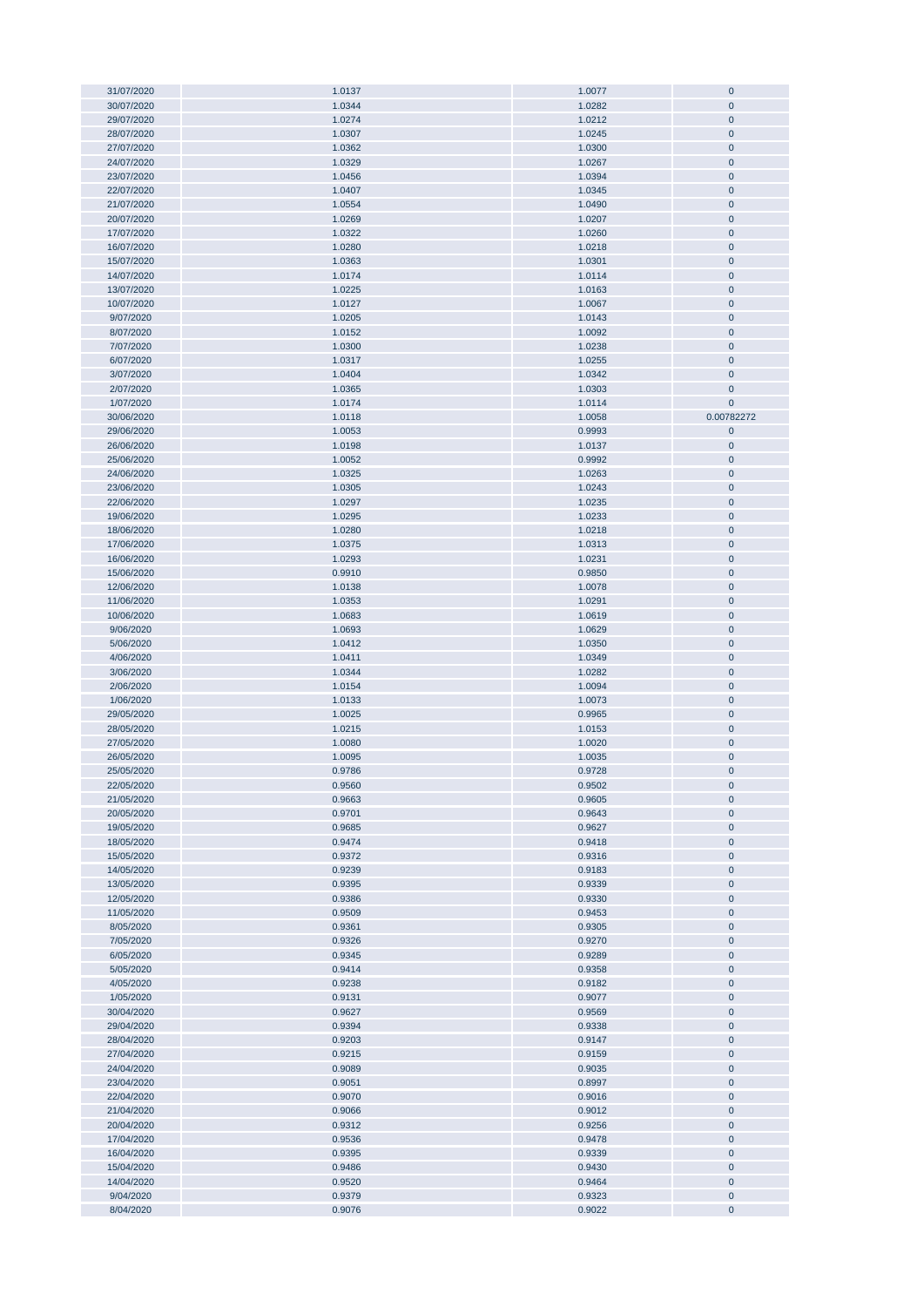| | | | |
|---|---|---|---|
| 31/07/2020 | 1.0137 | 1.0077 | 0 |
| 30/07/2020 | 1.0344 | 1.0282 | 0 |
| 29/07/2020 | 1.0274 | 1.0212 | 0 |
| 28/07/2020 | 1.0307 | 1.0245 | 0 |
| 27/07/2020 | 1.0362 | 1.0300 | 0 |
| 24/07/2020 | 1.0329 | 1.0267 | 0 |
| 23/07/2020 | 1.0456 | 1.0394 | 0 |
| 22/07/2020 | 1.0407 | 1.0345 | 0 |
| 21/07/2020 | 1.0554 | 1.0490 | 0 |
| 20/07/2020 | 1.0269 | 1.0207 | 0 |
| 17/07/2020 | 1.0322 | 1.0260 | 0 |
| 16/07/2020 | 1.0280 | 1.0218 | 0 |
| 15/07/2020 | 1.0363 | 1.0301 | 0 |
| 14/07/2020 | 1.0174 | 1.0114 | 0 |
| 13/07/2020 | 1.0225 | 1.0163 | 0 |
| 10/07/2020 | 1.0127 | 1.0067 | 0 |
| 9/07/2020 | 1.0205 | 1.0143 | 0 |
| 8/07/2020 | 1.0152 | 1.0092 | 0 |
| 7/07/2020 | 1.0300 | 1.0238 | 0 |
| 6/07/2020 | 1.0317 | 1.0255 | 0 |
| 3/07/2020 | 1.0404 | 1.0342 | 0 |
| 2/07/2020 | 1.0365 | 1.0303 | 0 |
| 1/07/2020 | 1.0174 | 1.0114 | 0 |
| 30/06/2020 | 1.0118 | 1.0058 | 0.00782272 |
| 29/06/2020 | 1.0053 | 0.9993 | 0 |
| 26/06/2020 | 1.0198 | 1.0137 | 0 |
| 25/06/2020 | 1.0052 | 0.9992 | 0 |
| 24/06/2020 | 1.0325 | 1.0263 | 0 |
| 23/06/2020 | 1.0305 | 1.0243 | 0 |
| 22/06/2020 | 1.0297 | 1.0235 | 0 |
| 19/06/2020 | 1.0295 | 1.0233 | 0 |
| 18/06/2020 | 1.0280 | 1.0218 | 0 |
| 17/06/2020 | 1.0375 | 1.0313 | 0 |
| 16/06/2020 | 1.0293 | 1.0231 | 0 |
| 15/06/2020 | 0.9910 | 0.9850 | 0 |
| 12/06/2020 | 1.0138 | 1.0078 | 0 |
| 11/06/2020 | 1.0353 | 1.0291 | 0 |
| 10/06/2020 | 1.0683 | 1.0619 | 0 |
| 9/06/2020 | 1.0693 | 1.0629 | 0 |
| 5/06/2020 | 1.0412 | 1.0350 | 0 |
| 4/06/2020 | 1.0411 | 1.0349 | 0 |
| 3/06/2020 | 1.0344 | 1.0282 | 0 |
| 2/06/2020 | 1.0154 | 1.0094 | 0 |
| 1/06/2020 | 1.0133 | 1.0073 | 0 |
| 29/05/2020 | 1.0025 | 0.9965 | 0 |
| 28/05/2020 | 1.0215 | 1.0153 | 0 |
| 27/05/2020 | 1.0080 | 1.0020 | 0 |
| 26/05/2020 | 1.0095 | 1.0035 | 0 |
| 25/05/2020 | 0.9786 | 0.9728 | 0 |
| 22/05/2020 | 0.9560 | 0.9502 | 0 |
| 21/05/2020 | 0.9663 | 0.9605 | 0 |
| 20/05/2020 | 0.9701 | 0.9643 | 0 |
| 19/05/2020 | 0.9685 | 0.9627 | 0 |
| 18/05/2020 | 0.9474 | 0.9418 | 0 |
| 15/05/2020 | 0.9372 | 0.9316 | 0 |
| 14/05/2020 | 0.9239 | 0.9183 | 0 |
| 13/05/2020 | 0.9395 | 0.9339 | 0 |
| 12/05/2020 | 0.9386 | 0.9330 | 0 |
| 11/05/2020 | 0.9509 | 0.9453 | 0 |
| 8/05/2020 | 0.9361 | 0.9305 | 0 |
| 7/05/2020 | 0.9326 | 0.9270 | 0 |
| 6/05/2020 | 0.9345 | 0.9289 | 0 |
| 5/05/2020 | 0.9414 | 0.9358 | 0 |
| 4/05/2020 | 0.9238 | 0.9182 | 0 |
| 1/05/2020 | 0.9131 | 0.9077 | 0 |
| 30/04/2020 | 0.9627 | 0.9569 | 0 |
| 29/04/2020 | 0.9394 | 0.9338 | 0 |
| 28/04/2020 | 0.9203 | 0.9147 | 0 |
| 27/04/2020 | 0.9215 | 0.9159 | 0 |
| 24/04/2020 | 0.9089 | 0.9035 | 0 |
| 23/04/2020 | 0.9051 | 0.8997 | 0 |
| 22/04/2020 | 0.9070 | 0.9016 | 0 |
| 21/04/2020 | 0.9066 | 0.9012 | 0 |
| 20/04/2020 | 0.9312 | 0.9256 | 0 |
| 17/04/2020 | 0.9536 | 0.9478 | 0 |
| 16/04/2020 | 0.9395 | 0.9339 | 0 |
| 15/04/2020 | 0.9486 | 0.9430 | 0 |
| 14/04/2020 | 0.9520 | 0.9464 | 0 |
| 9/04/2020 | 0.9379 | 0.9323 | 0 |
| 8/04/2020 | 0.9076 | 0.9022 | 0 |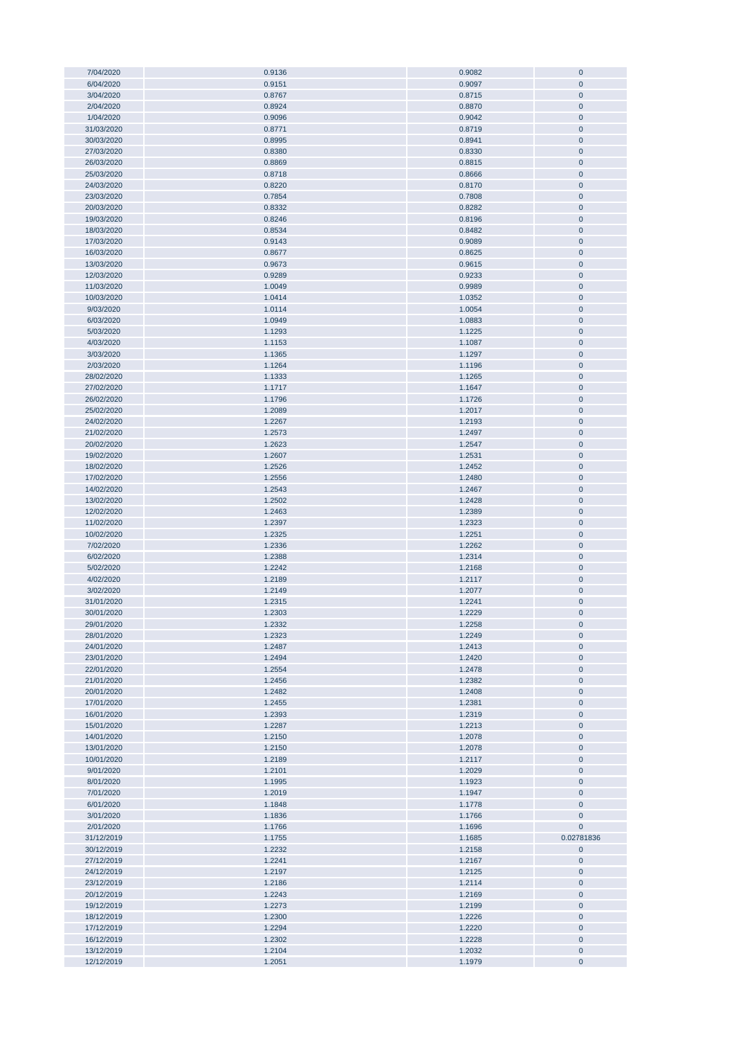| | | | |
|---|---|---|---|
| 7/04/2020 | 0.9136 | 0.9082 | 0 |
| 6/04/2020 | 0.9151 | 0.9097 | 0 |
| 3/04/2020 | 0.8767 | 0.8715 | 0 |
| 2/04/2020 | 0.8924 | 0.8870 | 0 |
| 1/04/2020 | 0.9096 | 0.9042 | 0 |
| 31/03/2020 | 0.8771 | 0.8719 | 0 |
| 30/03/2020 | 0.8995 | 0.8941 | 0 |
| 27/03/2020 | 0.8380 | 0.8330 | 0 |
| 26/03/2020 | 0.8869 | 0.8815 | 0 |
| 25/03/2020 | 0.8718 | 0.8666 | 0 |
| 24/03/2020 | 0.8220 | 0.8170 | 0 |
| 23/03/2020 | 0.7854 | 0.7808 | 0 |
| 20/03/2020 | 0.8332 | 0.8282 | 0 |
| 19/03/2020 | 0.8246 | 0.8196 | 0 |
| 18/03/2020 | 0.8534 | 0.8482 | 0 |
| 17/03/2020 | 0.9143 | 0.9089 | 0 |
| 16/03/2020 | 0.8677 | 0.8625 | 0 |
| 13/03/2020 | 0.9673 | 0.9615 | 0 |
| 12/03/2020 | 0.9289 | 0.9233 | 0 |
| 11/03/2020 | 1.0049 | 0.9989 | 0 |
| 10/03/2020 | 1.0414 | 1.0352 | 0 |
| 9/03/2020 | 1.0114 | 1.0054 | 0 |
| 6/03/2020 | 1.0949 | 1.0883 | 0 |
| 5/03/2020 | 1.1293 | 1.1225 | 0 |
| 4/03/2020 | 1.1153 | 1.1087 | 0 |
| 3/03/2020 | 1.1365 | 1.1297 | 0 |
| 2/03/2020 | 1.1264 | 1.1196 | 0 |
| 28/02/2020 | 1.1333 | 1.1265 | 0 |
| 27/02/2020 | 1.1717 | 1.1647 | 0 |
| 26/02/2020 | 1.1796 | 1.1726 | 0 |
| 25/02/2020 | 1.2089 | 1.2017 | 0 |
| 24/02/2020 | 1.2267 | 1.2193 | 0 |
| 21/02/2020 | 1.2573 | 1.2497 | 0 |
| 20/02/2020 | 1.2623 | 1.2547 | 0 |
| 19/02/2020 | 1.2607 | 1.2531 | 0 |
| 18/02/2020 | 1.2526 | 1.2452 | 0 |
| 17/02/2020 | 1.2556 | 1.2480 | 0 |
| 14/02/2020 | 1.2543 | 1.2467 | 0 |
| 13/02/2020 | 1.2502 | 1.2428 | 0 |
| 12/02/2020 | 1.2463 | 1.2389 | 0 |
| 11/02/2020 | 1.2397 | 1.2323 | 0 |
| 10/02/2020 | 1.2325 | 1.2251 | 0 |
| 7/02/2020 | 1.2336 | 1.2262 | 0 |
| 6/02/2020 | 1.2388 | 1.2314 | 0 |
| 5/02/2020 | 1.2242 | 1.2168 | 0 |
| 4/02/2020 | 1.2189 | 1.2117 | 0 |
| 3/02/2020 | 1.2149 | 1.2077 | 0 |
| 31/01/2020 | 1.2315 | 1.2241 | 0 |
| 30/01/2020 | 1.2303 | 1.2229 | 0 |
| 29/01/2020 | 1.2332 | 1.2258 | 0 |
| 28/01/2020 | 1.2323 | 1.2249 | 0 |
| 24/01/2020 | 1.2487 | 1.2413 | 0 |
| 23/01/2020 | 1.2494 | 1.2420 | 0 |
| 22/01/2020 | 1.2554 | 1.2478 | 0 |
| 21/01/2020 | 1.2456 | 1.2382 | 0 |
| 20/01/2020 | 1.2482 | 1.2408 | 0 |
| 17/01/2020 | 1.2455 | 1.2381 | 0 |
| 16/01/2020 | 1.2393 | 1.2319 | 0 |
| 15/01/2020 | 1.2287 | 1.2213 | 0 |
| 14/01/2020 | 1.2150 | 1.2078 | 0 |
| 13/01/2020 | 1.2150 | 1.2078 | 0 |
| 10/01/2020 | 1.2189 | 1.2117 | 0 |
| 9/01/2020 | 1.2101 | 1.2029 | 0 |
| 8/01/2020 | 1.1995 | 1.1923 | 0 |
| 7/01/2020 | 1.2019 | 1.1947 | 0 |
| 6/01/2020 | 1.1848 | 1.1778 | 0 |
| 3/01/2020 | 1.1836 | 1.1766 | 0 |
| 2/01/2020 | 1.1766 | 1.1696 | 0 |
| 31/12/2019 | 1.1755 | 1.1685 | 0.02781836 |
| 30/12/2019 | 1.2232 | 1.2158 | 0 |
| 27/12/2019 | 1.2241 | 1.2167 | 0 |
| 24/12/2019 | 1.2197 | 1.2125 | 0 |
| 23/12/2019 | 1.2186 | 1.2114 | 0 |
| 20/12/2019 | 1.2243 | 1.2169 | 0 |
| 19/12/2019 | 1.2273 | 1.2199 | 0 |
| 18/12/2019 | 1.2300 | 1.2226 | 0 |
| 17/12/2019 | 1.2294 | 1.2220 | 0 |
| 16/12/2019 | 1.2302 | 1.2228 | 0 |
| 13/12/2019 | 1.2104 | 1.2032 | 0 |
| 12/12/2019 | 1.2051 | 1.1979 | 0 |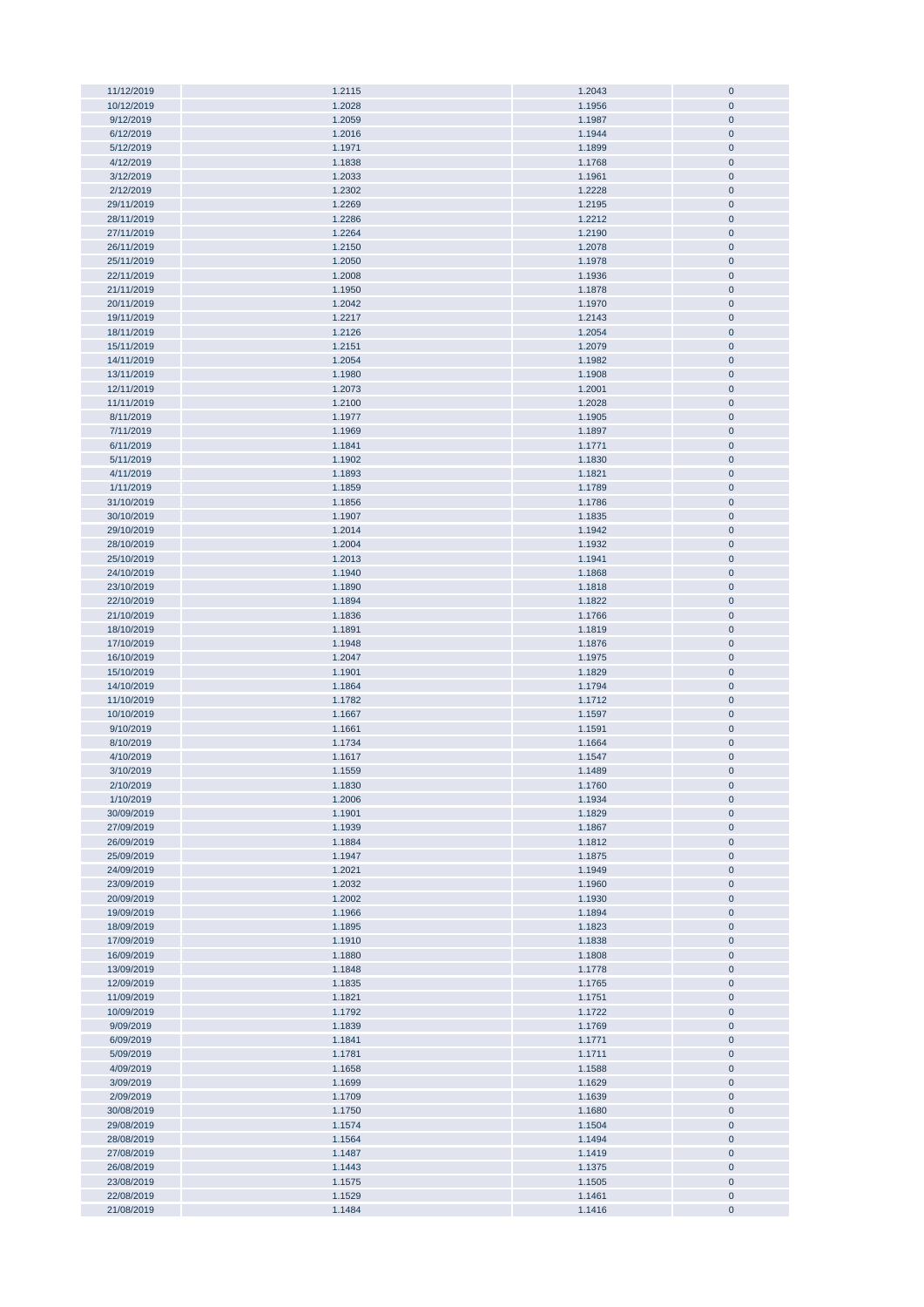| | | | |
|---|---|---|---|
| 11/12/2019 | 1.2115 | 1.2043 | 0 |
| 10/12/2019 | 1.2028 | 1.1956 | 0 |
| 9/12/2019 | 1.2059 | 1.1987 | 0 |
| 6/12/2019 | 1.2016 | 1.1944 | 0 |
| 5/12/2019 | 1.1971 | 1.1899 | 0 |
| 4/12/2019 | 1.1838 | 1.1768 | 0 |
| 3/12/2019 | 1.2033 | 1.1961 | 0 |
| 2/12/2019 | 1.2302 | 1.2228 | 0 |
| 29/11/2019 | 1.2269 | 1.2195 | 0 |
| 28/11/2019 | 1.2286 | 1.2212 | 0 |
| 27/11/2019 | 1.2264 | 1.2190 | 0 |
| 26/11/2019 | 1.2150 | 1.2078 | 0 |
| 25/11/2019 | 1.2050 | 1.1978 | 0 |
| 22/11/2019 | 1.2008 | 1.1936 | 0 |
| 21/11/2019 | 1.1950 | 1.1878 | 0 |
| 20/11/2019 | 1.2042 | 1.1970 | 0 |
| 19/11/2019 | 1.2217 | 1.2143 | 0 |
| 18/11/2019 | 1.2126 | 1.2054 | 0 |
| 15/11/2019 | 1.2151 | 1.2079 | 0 |
| 14/11/2019 | 1.2054 | 1.1982 | 0 |
| 13/11/2019 | 1.1980 | 1.1908 | 0 |
| 12/11/2019 | 1.2073 | 1.2001 | 0 |
| 11/11/2019 | 1.2100 | 1.2028 | 0 |
| 8/11/2019 | 1.1977 | 1.1905 | 0 |
| 7/11/2019 | 1.1969 | 1.1897 | 0 |
| 6/11/2019 | 1.1841 | 1.1771 | 0 |
| 5/11/2019 | 1.1902 | 1.1830 | 0 |
| 4/11/2019 | 1.1893 | 1.1821 | 0 |
| 1/11/2019 | 1.1859 | 1.1789 | 0 |
| 31/10/2019 | 1.1856 | 1.1786 | 0 |
| 30/10/2019 | 1.1907 | 1.1835 | 0 |
| 29/10/2019 | 1.2014 | 1.1942 | 0 |
| 28/10/2019 | 1.2004 | 1.1932 | 0 |
| 25/10/2019 | 1.2013 | 1.1941 | 0 |
| 24/10/2019 | 1.1940 | 1.1868 | 0 |
| 23/10/2019 | 1.1890 | 1.1818 | 0 |
| 22/10/2019 | 1.1894 | 1.1822 | 0 |
| 21/10/2019 | 1.1836 | 1.1766 | 0 |
| 18/10/2019 | 1.1891 | 1.1819 | 0 |
| 17/10/2019 | 1.1948 | 1.1876 | 0 |
| 16/10/2019 | 1.2047 | 1.1975 | 0 |
| 15/10/2019 | 1.1901 | 1.1829 | 0 |
| 14/10/2019 | 1.1864 | 1.1794 | 0 |
| 11/10/2019 | 1.1782 | 1.1712 | 0 |
| 10/10/2019 | 1.1667 | 1.1597 | 0 |
| 9/10/2019 | 1.1661 | 1.1591 | 0 |
| 8/10/2019 | 1.1734 | 1.1664 | 0 |
| 4/10/2019 | 1.1617 | 1.1547 | 0 |
| 3/10/2019 | 1.1559 | 1.1489 | 0 |
| 2/10/2019 | 1.1830 | 1.1760 | 0 |
| 1/10/2019 | 1.2006 | 1.1934 | 0 |
| 30/09/2019 | 1.1901 | 1.1829 | 0 |
| 27/09/2019 | 1.1939 | 1.1867 | 0 |
| 26/09/2019 | 1.1884 | 1.1812 | 0 |
| 25/09/2019 | 1.1947 | 1.1875 | 0 |
| 24/09/2019 | 1.2021 | 1.1949 | 0 |
| 23/09/2019 | 1.2032 | 1.1960 | 0 |
| 20/09/2019 | 1.2002 | 1.1930 | 0 |
| 19/09/2019 | 1.1966 | 1.1894 | 0 |
| 18/09/2019 | 1.1895 | 1.1823 | 0 |
| 17/09/2019 | 1.1910 | 1.1838 | 0 |
| 16/09/2019 | 1.1880 | 1.1808 | 0 |
| 13/09/2019 | 1.1848 | 1.1778 | 0 |
| 12/09/2019 | 1.1835 | 1.1765 | 0 |
| 11/09/2019 | 1.1821 | 1.1751 | 0 |
| 10/09/2019 | 1.1792 | 1.1722 | 0 |
| 9/09/2019 | 1.1839 | 1.1769 | 0 |
| 6/09/2019 | 1.1841 | 1.1771 | 0 |
| 5/09/2019 | 1.1781 | 1.1711 | 0 |
| 4/09/2019 | 1.1658 | 1.1588 | 0 |
| 3/09/2019 | 1.1699 | 1.1629 | 0 |
| 2/09/2019 | 1.1709 | 1.1639 | 0 |
| 30/08/2019 | 1.1750 | 1.1680 | 0 |
| 29/08/2019 | 1.1574 | 1.1504 | 0 |
| 28/08/2019 | 1.1564 | 1.1494 | 0 |
| 27/08/2019 | 1.1487 | 1.1419 | 0 |
| 26/08/2019 | 1.1443 | 1.1375 | 0 |
| 23/08/2019 | 1.1575 | 1.1505 | 0 |
| 22/08/2019 | 1.1529 | 1.1461 | 0 |
| 21/08/2019 | 1.1484 | 1.1416 | 0 |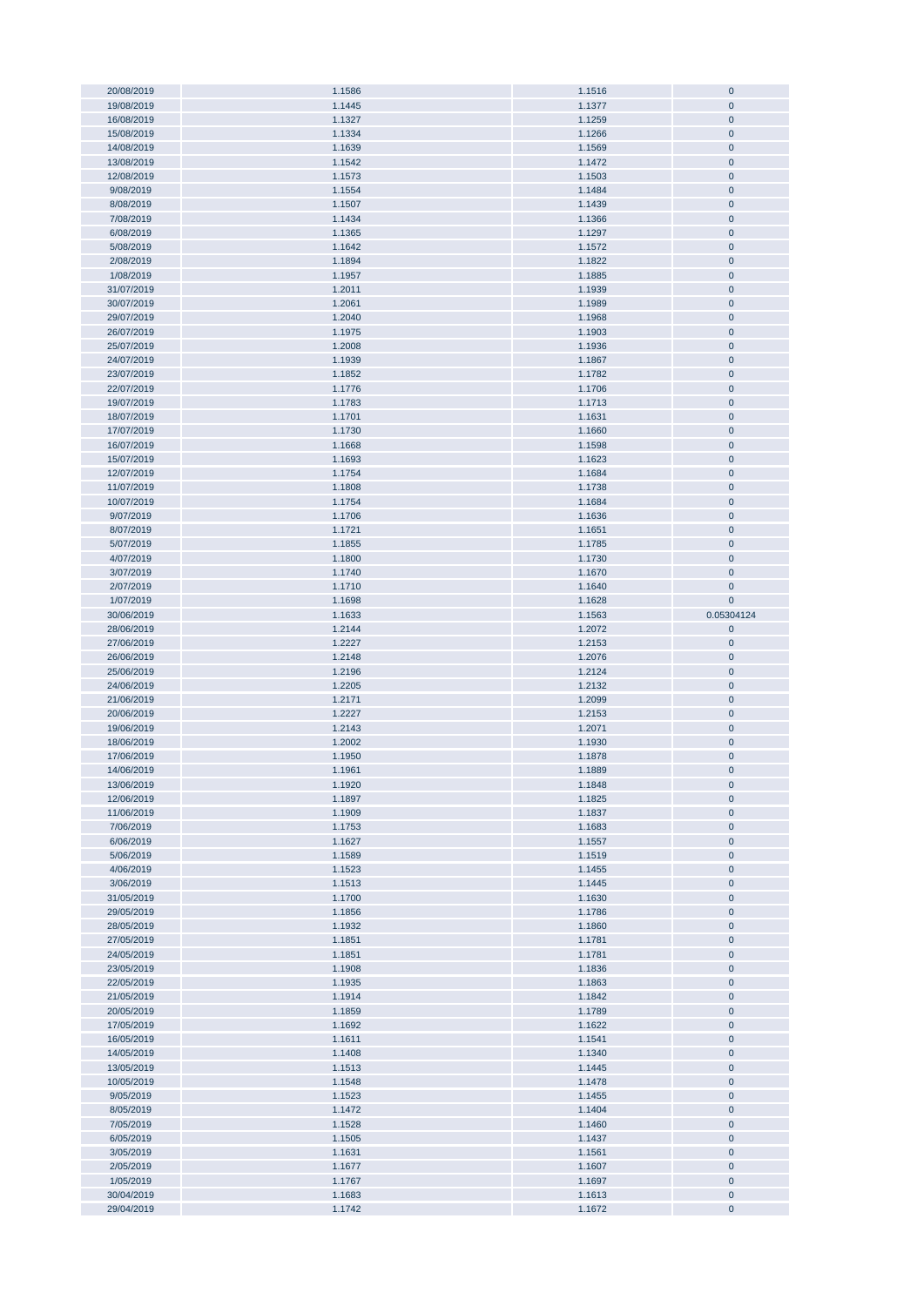| | | | |
|---|---|---|---|
| 20/08/2019 | 1.1586 | 1.1516 | 0 |
| 19/08/2019 | 1.1445 | 1.1377 | 0 |
| 16/08/2019 | 1.1327 | 1.1259 | 0 |
| 15/08/2019 | 1.1334 | 1.1266 | 0 |
| 14/08/2019 | 1.1639 | 1.1569 | 0 |
| 13/08/2019 | 1.1542 | 1.1472 | 0 |
| 12/08/2019 | 1.1573 | 1.1503 | 0 |
| 9/08/2019 | 1.1554 | 1.1484 | 0 |
| 8/08/2019 | 1.1507 | 1.1439 | 0 |
| 7/08/2019 | 1.1434 | 1.1366 | 0 |
| 6/08/2019 | 1.1365 | 1.1297 | 0 |
| 5/08/2019 | 1.1642 | 1.1572 | 0 |
| 2/08/2019 | 1.1894 | 1.1822 | 0 |
| 1/08/2019 | 1.1957 | 1.1885 | 0 |
| 31/07/2019 | 1.2011 | 1.1939 | 0 |
| 30/07/2019 | 1.2061 | 1.1989 | 0 |
| 29/07/2019 | 1.2040 | 1.1968 | 0 |
| 26/07/2019 | 1.1975 | 1.1903 | 0 |
| 25/07/2019 | 1.2008 | 1.1936 | 0 |
| 24/07/2019 | 1.1939 | 1.1867 | 0 |
| 23/07/2019 | 1.1852 | 1.1782 | 0 |
| 22/07/2019 | 1.1776 | 1.1706 | 0 |
| 19/07/2019 | 1.1783 | 1.1713 | 0 |
| 18/07/2019 | 1.1701 | 1.1631 | 0 |
| 17/07/2019 | 1.1730 | 1.1660 | 0 |
| 16/07/2019 | 1.1668 | 1.1598 | 0 |
| 15/07/2019 | 1.1693 | 1.1623 | 0 |
| 12/07/2019 | 1.1754 | 1.1684 | 0 |
| 11/07/2019 | 1.1808 | 1.1738 | 0 |
| 10/07/2019 | 1.1754 | 1.1684 | 0 |
| 9/07/2019 | 1.1706 | 1.1636 | 0 |
| 8/07/2019 | 1.1721 | 1.1651 | 0 |
| 5/07/2019 | 1.1855 | 1.1785 | 0 |
| 4/07/2019 | 1.1800 | 1.1730 | 0 |
| 3/07/2019 | 1.1740 | 1.1670 | 0 |
| 2/07/2019 | 1.1710 | 1.1640 | 0 |
| 1/07/2019 | 1.1698 | 1.1628 | 0 |
| 30/06/2019 | 1.1633 | 1.1563 | 0.05304124 |
| 28/06/2019 | 1.2144 | 1.2072 | 0 |
| 27/06/2019 | 1.2227 | 1.2153 | 0 |
| 26/06/2019 | 1.2148 | 1.2076 | 0 |
| 25/06/2019 | 1.2196 | 1.2124 | 0 |
| 24/06/2019 | 1.2205 | 1.2132 | 0 |
| 21/06/2019 | 1.2171 | 1.2099 | 0 |
| 20/06/2019 | 1.2227 | 1.2153 | 0 |
| 19/06/2019 | 1.2143 | 1.2071 | 0 |
| 18/06/2019 | 1.2002 | 1.1930 | 0 |
| 17/06/2019 | 1.1950 | 1.1878 | 0 |
| 14/06/2019 | 1.1961 | 1.1889 | 0 |
| 13/06/2019 | 1.1920 | 1.1848 | 0 |
| 12/06/2019 | 1.1897 | 1.1825 | 0 |
| 11/06/2019 | 1.1909 | 1.1837 | 0 |
| 7/06/2019 | 1.1753 | 1.1683 | 0 |
| 6/06/2019 | 1.1627 | 1.1557 | 0 |
| 5/06/2019 | 1.1589 | 1.1519 | 0 |
| 4/06/2019 | 1.1523 | 1.1455 | 0 |
| 3/06/2019 | 1.1513 | 1.1445 | 0 |
| 31/05/2019 | 1.1700 | 1.1630 | 0 |
| 29/05/2019 | 1.1856 | 1.1786 | 0 |
| 28/05/2019 | 1.1932 | 1.1860 | 0 |
| 27/05/2019 | 1.1851 | 1.1781 | 0 |
| 24/05/2019 | 1.1851 | 1.1781 | 0 |
| 23/05/2019 | 1.1908 | 1.1836 | 0 |
| 22/05/2019 | 1.1935 | 1.1863 | 0 |
| 21/05/2019 | 1.1914 | 1.1842 | 0 |
| 20/05/2019 | 1.1859 | 1.1789 | 0 |
| 17/05/2019 | 1.1692 | 1.1622 | 0 |
| 16/05/2019 | 1.1611 | 1.1541 | 0 |
| 14/05/2019 | 1.1408 | 1.1340 | 0 |
| 13/05/2019 | 1.1513 | 1.1445 | 0 |
| 10/05/2019 | 1.1548 | 1.1478 | 0 |
| 9/05/2019 | 1.1523 | 1.1455 | 0 |
| 8/05/2019 | 1.1472 | 1.1404 | 0 |
| 7/05/2019 | 1.1528 | 1.1460 | 0 |
| 6/05/2019 | 1.1505 | 1.1437 | 0 |
| 3/05/2019 | 1.1631 | 1.1561 | 0 |
| 2/05/2019 | 1.1677 | 1.1607 | 0 |
| 1/05/2019 | 1.1767 | 1.1697 | 0 |
| 30/04/2019 | 1.1683 | 1.1613 | 0 |
| 29/04/2019 | 1.1742 | 1.1672 | 0 |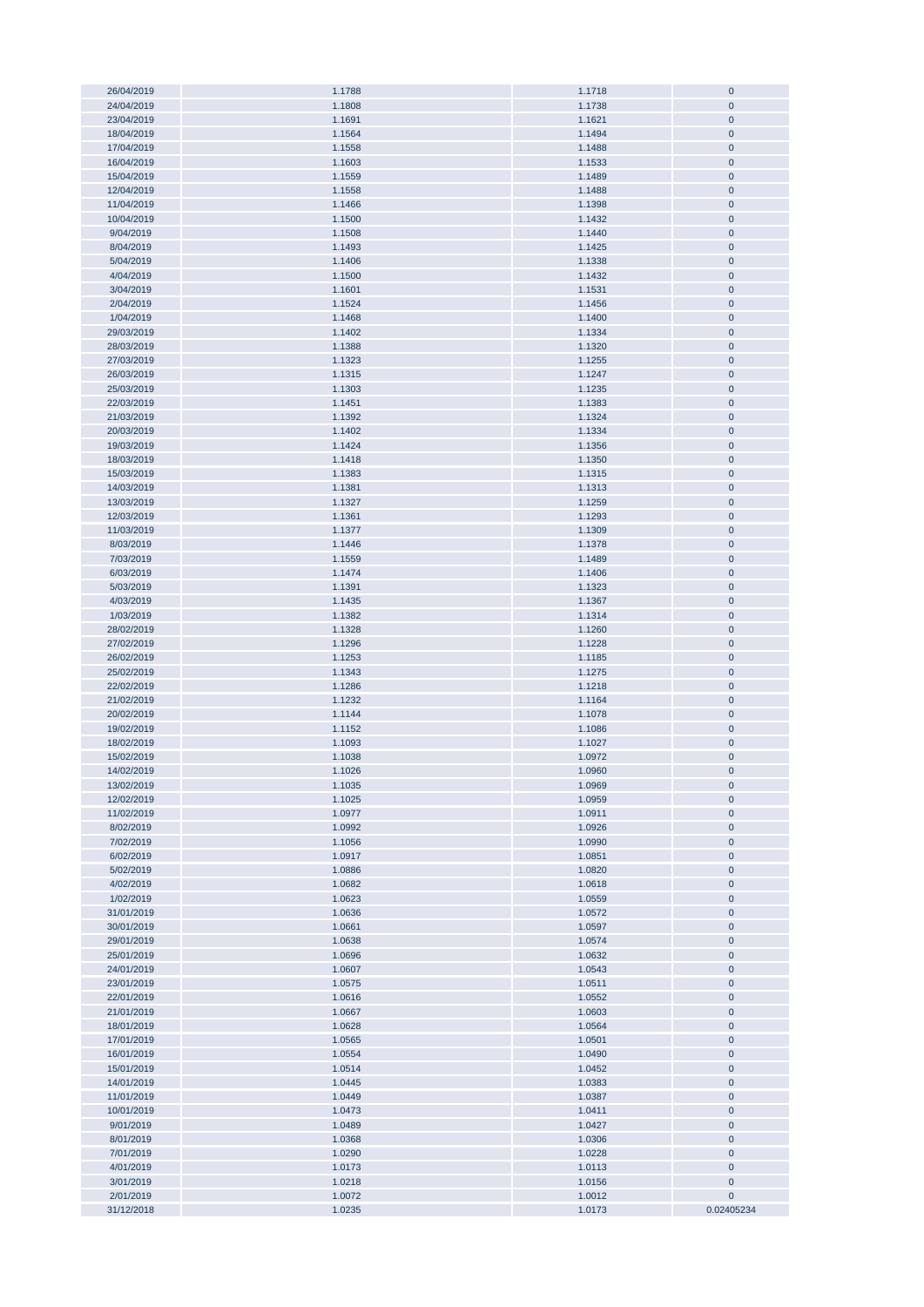| | | | |
|---|---|---|---|
| 26/04/2019 | 1.1788 | 1.1718 | 0 |
| 24/04/2019 | 1.1808 | 1.1738 | 0 |
| 23/04/2019 | 1.1691 | 1.1621 | 0 |
| 18/04/2019 | 1.1564 | 1.1494 | 0 |
| 17/04/2019 | 1.1558 | 1.1488 | 0 |
| 16/04/2019 | 1.1603 | 1.1533 | 0 |
| 15/04/2019 | 1.1559 | 1.1489 | 0 |
| 12/04/2019 | 1.1558 | 1.1488 | 0 |
| 11/04/2019 | 1.1466 | 1.1398 | 0 |
| 10/04/2019 | 1.1500 | 1.1432 | 0 |
| 9/04/2019 | 1.1508 | 1.1440 | 0 |
| 8/04/2019 | 1.1493 | 1.1425 | 0 |
| 5/04/2019 | 1.1406 | 1.1338 | 0 |
| 4/04/2019 | 1.1500 | 1.1432 | 0 |
| 3/04/2019 | 1.1601 | 1.1531 | 0 |
| 2/04/2019 | 1.1524 | 1.1456 | 0 |
| 1/04/2019 | 1.1468 | 1.1400 | 0 |
| 29/03/2019 | 1.1402 | 1.1334 | 0 |
| 28/03/2019 | 1.1388 | 1.1320 | 0 |
| 27/03/2019 | 1.1323 | 1.1255 | 0 |
| 26/03/2019 | 1.1315 | 1.1247 | 0 |
| 25/03/2019 | 1.1303 | 1.1235 | 0 |
| 22/03/2019 | 1.1451 | 1.1383 | 0 |
| 21/03/2019 | 1.1392 | 1.1324 | 0 |
| 20/03/2019 | 1.1402 | 1.1334 | 0 |
| 19/03/2019 | 1.1424 | 1.1356 | 0 |
| 18/03/2019 | 1.1418 | 1.1350 | 0 |
| 15/03/2019 | 1.1383 | 1.1315 | 0 |
| 14/03/2019 | 1.1381 | 1.1313 | 0 |
| 13/03/2019 | 1.1327 | 1.1259 | 0 |
| 12/03/2019 | 1.1361 | 1.1293 | 0 |
| 11/03/2019 | 1.1377 | 1.1309 | 0 |
| 8/03/2019 | 1.1446 | 1.1378 | 0 |
| 7/03/2019 | 1.1559 | 1.1489 | 0 |
| 6/03/2019 | 1.1474 | 1.1406 | 0 |
| 5/03/2019 | 1.1391 | 1.1323 | 0 |
| 4/03/2019 | 1.1435 | 1.1367 | 0 |
| 1/03/2019 | 1.1382 | 1.1314 | 0 |
| 28/02/2019 | 1.1328 | 1.1260 | 0 |
| 27/02/2019 | 1.1296 | 1.1228 | 0 |
| 26/02/2019 | 1.1253 | 1.1185 | 0 |
| 25/02/2019 | 1.1343 | 1.1275 | 0 |
| 22/02/2019 | 1.1286 | 1.1218 | 0 |
| 21/02/2019 | 1.1232 | 1.1164 | 0 |
| 20/02/2019 | 1.1144 | 1.1078 | 0 |
| 19/02/2019 | 1.1152 | 1.1086 | 0 |
| 18/02/2019 | 1.1093 | 1.1027 | 0 |
| 15/02/2019 | 1.1038 | 1.0972 | 0 |
| 14/02/2019 | 1.1026 | 1.0960 | 0 |
| 13/02/2019 | 1.1035 | 1.0969 | 0 |
| 12/02/2019 | 1.1025 | 1.0959 | 0 |
| 11/02/2019 | 1.0977 | 1.0911 | 0 |
| 8/02/2019 | 1.0992 | 1.0926 | 0 |
| 7/02/2019 | 1.1056 | 1.0990 | 0 |
| 6/02/2019 | 1.0917 | 1.0851 | 0 |
| 5/02/2019 | 1.0886 | 1.0820 | 0 |
| 4/02/2019 | 1.0682 | 1.0618 | 0 |
| 1/02/2019 | 1.0623 | 1.0559 | 0 |
| 31/01/2019 | 1.0636 | 1.0572 | 0 |
| 30/01/2019 | 1.0661 | 1.0597 | 0 |
| 29/01/2019 | 1.0638 | 1.0574 | 0 |
| 25/01/2019 | 1.0696 | 1.0632 | 0 |
| 24/01/2019 | 1.0607 | 1.0543 | 0 |
| 23/01/2019 | 1.0575 | 1.0511 | 0 |
| 22/01/2019 | 1.0616 | 1.0552 | 0 |
| 21/01/2019 | 1.0667 | 1.0603 | 0 |
| 18/01/2019 | 1.0628 | 1.0564 | 0 |
| 17/01/2019 | 1.0565 | 1.0501 | 0 |
| 16/01/2019 | 1.0554 | 1.0490 | 0 |
| 15/01/2019 | 1.0514 | 1.0452 | 0 |
| 14/01/2019 | 1.0445 | 1.0383 | 0 |
| 11/01/2019 | 1.0449 | 1.0387 | 0 |
| 10/01/2019 | 1.0473 | 1.0411 | 0 |
| 9/01/2019 | 1.0489 | 1.0427 | 0 |
| 8/01/2019 | 1.0368 | 1.0306 | 0 |
| 7/01/2019 | 1.0290 | 1.0228 | 0 |
| 4/01/2019 | 1.0173 | 1.0113 | 0 |
| 3/01/2019 | 1.0218 | 1.0156 | 0 |
| 2/01/2019 | 1.0072 | 1.0012 | 0 |
| 31/12/2018 | 1.0235 | 1.0173 | 0.02405234 |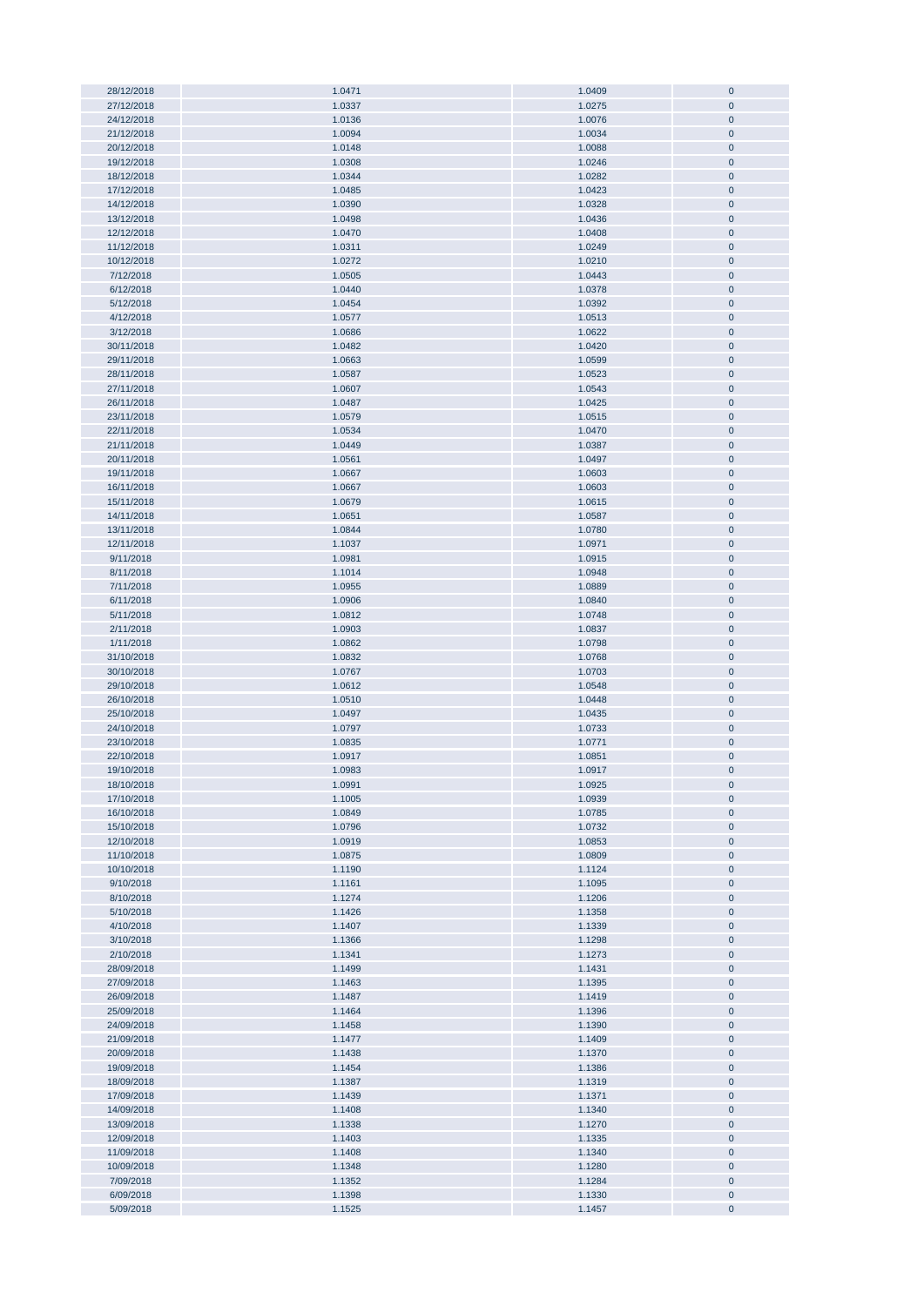| | | | |
|---|---|---|---|
| 28/12/2018 | 1.0471 | 1.0409 | 0 |
| 27/12/2018 | 1.0337 | 1.0275 | 0 |
| 24/12/2018 | 1.0136 | 1.0076 | 0 |
| 21/12/2018 | 1.0094 | 1.0034 | 0 |
| 20/12/2018 | 1.0148 | 1.0088 | 0 |
| 19/12/2018 | 1.0308 | 1.0246 | 0 |
| 18/12/2018 | 1.0344 | 1.0282 | 0 |
| 17/12/2018 | 1.0485 | 1.0423 | 0 |
| 14/12/2018 | 1.0390 | 1.0328 | 0 |
| 13/12/2018 | 1.0498 | 1.0436 | 0 |
| 12/12/2018 | 1.0470 | 1.0408 | 0 |
| 11/12/2018 | 1.0311 | 1.0249 | 0 |
| 10/12/2018 | 1.0272 | 1.0210 | 0 |
| 7/12/2018 | 1.0505 | 1.0443 | 0 |
| 6/12/2018 | 1.0440 | 1.0378 | 0 |
| 5/12/2018 | 1.0454 | 1.0392 | 0 |
| 4/12/2018 | 1.0577 | 1.0513 | 0 |
| 3/12/2018 | 1.0686 | 1.0622 | 0 |
| 30/11/2018 | 1.0482 | 1.0420 | 0 |
| 29/11/2018 | 1.0663 | 1.0599 | 0 |
| 28/11/2018 | 1.0587 | 1.0523 | 0 |
| 27/11/2018 | 1.0607 | 1.0543 | 0 |
| 26/11/2018 | 1.0487 | 1.0425 | 0 |
| 23/11/2018 | 1.0579 | 1.0515 | 0 |
| 22/11/2018 | 1.0534 | 1.0470 | 0 |
| 21/11/2018 | 1.0449 | 1.0387 | 0 |
| 20/11/2018 | 1.0561 | 1.0497 | 0 |
| 19/11/2018 | 1.0667 | 1.0603 | 0 |
| 16/11/2018 | 1.0667 | 1.0603 | 0 |
| 15/11/2018 | 1.0679 | 1.0615 | 0 |
| 14/11/2018 | 1.0651 | 1.0587 | 0 |
| 13/11/2018 | 1.0844 | 1.0780 | 0 |
| 12/11/2018 | 1.1037 | 1.0971 | 0 |
| 9/11/2018 | 1.0981 | 1.0915 | 0 |
| 8/11/2018 | 1.1014 | 1.0948 | 0 |
| 7/11/2018 | 1.0955 | 1.0889 | 0 |
| 6/11/2018 | 1.0906 | 1.0840 | 0 |
| 5/11/2018 | 1.0812 | 1.0748 | 0 |
| 2/11/2018 | 1.0903 | 1.0837 | 0 |
| 1/11/2018 | 1.0862 | 1.0798 | 0 |
| 31/10/2018 | 1.0832 | 1.0768 | 0 |
| 30/10/2018 | 1.0767 | 1.0703 | 0 |
| 29/10/2018 | 1.0612 | 1.0548 | 0 |
| 26/10/2018 | 1.0510 | 1.0448 | 0 |
| 25/10/2018 | 1.0497 | 1.0435 | 0 |
| 24/10/2018 | 1.0797 | 1.0733 | 0 |
| 23/10/2018 | 1.0835 | 1.0771 | 0 |
| 22/10/2018 | 1.0917 | 1.0851 | 0 |
| 19/10/2018 | 1.0983 | 1.0917 | 0 |
| 18/10/2018 | 1.0991 | 1.0925 | 0 |
| 17/10/2018 | 1.1005 | 1.0939 | 0 |
| 16/10/2018 | 1.0849 | 1.0785 | 0 |
| 15/10/2018 | 1.0796 | 1.0732 | 0 |
| 12/10/2018 | 1.0919 | 1.0853 | 0 |
| 11/10/2018 | 1.0875 | 1.0809 | 0 |
| 10/10/2018 | 1.1190 | 1.1124 | 0 |
| 9/10/2018 | 1.1161 | 1.1095 | 0 |
| 8/10/2018 | 1.1274 | 1.1206 | 0 |
| 5/10/2018 | 1.1426 | 1.1358 | 0 |
| 4/10/2018 | 1.1407 | 1.1339 | 0 |
| 3/10/2018 | 1.1366 | 1.1298 | 0 |
| 2/10/2018 | 1.1341 | 1.1273 | 0 |
| 28/09/2018 | 1.1499 | 1.1431 | 0 |
| 27/09/2018 | 1.1463 | 1.1395 | 0 |
| 26/09/2018 | 1.1487 | 1.1419 | 0 |
| 25/09/2018 | 1.1464 | 1.1396 | 0 |
| 24/09/2018 | 1.1458 | 1.1390 | 0 |
| 21/09/2018 | 1.1477 | 1.1409 | 0 |
| 20/09/2018 | 1.1438 | 1.1370 | 0 |
| 19/09/2018 | 1.1454 | 1.1386 | 0 |
| 18/09/2018 | 1.1387 | 1.1319 | 0 |
| 17/09/2018 | 1.1439 | 1.1371 | 0 |
| 14/09/2018 | 1.1408 | 1.1340 | 0 |
| 13/09/2018 | 1.1338 | 1.1270 | 0 |
| 12/09/2018 | 1.1403 | 1.1335 | 0 |
| 11/09/2018 | 1.1408 | 1.1340 | 0 |
| 10/09/2018 | 1.1348 | 1.1280 | 0 |
| 7/09/2018 | 1.1352 | 1.1284 | 0 |
| 6/09/2018 | 1.1398 | 1.1330 | 0 |
| 5/09/2018 | 1.1525 | 1.1457 | 0 |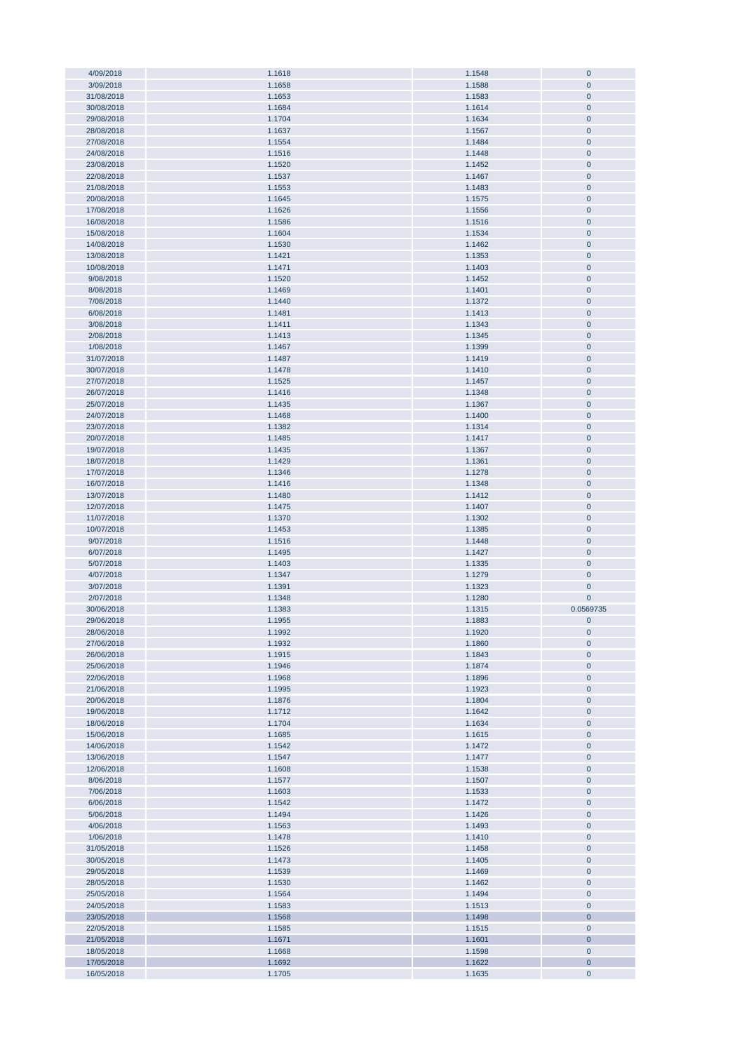| | | | |
|---|---|---|---|
| 4/09/2018 | 1.1618 | 1.1548 | 0 |
| 3/09/2018 | 1.1658 | 1.1588 | 0 |
| 31/08/2018 | 1.1653 | 1.1583 | 0 |
| 30/08/2018 | 1.1684 | 1.1614 | 0 |
| 29/08/2018 | 1.1704 | 1.1634 | 0 |
| 28/08/2018 | 1.1637 | 1.1567 | 0 |
| 27/08/2018 | 1.1554 | 1.1484 | 0 |
| 24/08/2018 | 1.1516 | 1.1448 | 0 |
| 23/08/2018 | 1.1520 | 1.1452 | 0 |
| 22/08/2018 | 1.1537 | 1.1467 | 0 |
| 21/08/2018 | 1.1553 | 1.1483 | 0 |
| 20/08/2018 | 1.1645 | 1.1575 | 0 |
| 17/08/2018 | 1.1626 | 1.1556 | 0 |
| 16/08/2018 | 1.1586 | 1.1516 | 0 |
| 15/08/2018 | 1.1604 | 1.1534 | 0 |
| 14/08/2018 | 1.1530 | 1.1462 | 0 |
| 13/08/2018 | 1.1421 | 1.1353 | 0 |
| 10/08/2018 | 1.1471 | 1.1403 | 0 |
| 9/08/2018 | 1.1520 | 1.1452 | 0 |
| 8/08/2018 | 1.1469 | 1.1401 | 0 |
| 7/08/2018 | 1.1440 | 1.1372 | 0 |
| 6/08/2018 | 1.1481 | 1.1413 | 0 |
| 3/08/2018 | 1.1411 | 1.1343 | 0 |
| 2/08/2018 | 1.1413 | 1.1345 | 0 |
| 1/08/2018 | 1.1467 | 1.1399 | 0 |
| 31/07/2018 | 1.1487 | 1.1419 | 0 |
| 30/07/2018 | 1.1478 | 1.1410 | 0 |
| 27/07/2018 | 1.1525 | 1.1457 | 0 |
| 26/07/2018 | 1.1416 | 1.1348 | 0 |
| 25/07/2018 | 1.1435 | 1.1367 | 0 |
| 24/07/2018 | 1.1468 | 1.1400 | 0 |
| 23/07/2018 | 1.1382 | 1.1314 | 0 |
| 20/07/2018 | 1.1485 | 1.1417 | 0 |
| 19/07/2018 | 1.1435 | 1.1367 | 0 |
| 18/07/2018 | 1.1429 | 1.1361 | 0 |
| 17/07/2018 | 1.1346 | 1.1278 | 0 |
| 16/07/2018 | 1.1416 | 1.1348 | 0 |
| 13/07/2018 | 1.1480 | 1.1412 | 0 |
| 12/07/2018 | 1.1475 | 1.1407 | 0 |
| 11/07/2018 | 1.1370 | 1.1302 | 0 |
| 10/07/2018 | 1.1453 | 1.1385 | 0 |
| 9/07/2018 | 1.1516 | 1.1448 | 0 |
| 6/07/2018 | 1.1495 | 1.1427 | 0 |
| 5/07/2018 | 1.1403 | 1.1335 | 0 |
| 4/07/2018 | 1.1347 | 1.1279 | 0 |
| 3/07/2018 | 1.1391 | 1.1323 | 0 |
| 2/07/2018 | 1.1348 | 1.1280 | 0 |
| 30/06/2018 | 1.1383 | 1.1315 | 0.0569735 |
| 29/06/2018 | 1.1955 | 1.1883 | 0 |
| 28/06/2018 | 1.1992 | 1.1920 | 0 |
| 27/06/2018 | 1.1932 | 1.1860 | 0 |
| 26/06/2018 | 1.1915 | 1.1843 | 0 |
| 25/06/2018 | 1.1946 | 1.1874 | 0 |
| 22/06/2018 | 1.1968 | 1.1896 | 0 |
| 21/06/2018 | 1.1995 | 1.1923 | 0 |
| 20/06/2018 | 1.1876 | 1.1804 | 0 |
| 19/06/2018 | 1.1712 | 1.1642 | 0 |
| 18/06/2018 | 1.1704 | 1.1634 | 0 |
| 15/06/2018 | 1.1685 | 1.1615 | 0 |
| 14/06/2018 | 1.1542 | 1.1472 | 0 |
| 13/06/2018 | 1.1547 | 1.1477 | 0 |
| 12/06/2018 | 1.1608 | 1.1538 | 0 |
| 8/06/2018 | 1.1577 | 1.1507 | 0 |
| 7/06/2018 | 1.1603 | 1.1533 | 0 |
| 6/06/2018 | 1.1542 | 1.1472 | 0 |
| 5/06/2018 | 1.1494 | 1.1426 | 0 |
| 4/06/2018 | 1.1563 | 1.1493 | 0 |
| 1/06/2018 | 1.1478 | 1.1410 | 0 |
| 31/05/2018 | 1.1526 | 1.1458 | 0 |
| 30/05/2018 | 1.1473 | 1.1405 | 0 |
| 29/05/2018 | 1.1539 | 1.1469 | 0 |
| 28/05/2018 | 1.1530 | 1.1462 | 0 |
| 25/05/2018 | 1.1564 | 1.1494 | 0 |
| 24/05/2018 | 1.1583 | 1.1513 | 0 |
| 23/05/2018 | 1.1568 | 1.1498 | 0 |
| 22/05/2018 | 1.1585 | 1.1515 | 0 |
| 21/05/2018 | 1.1671 | 1.1601 | 0 |
| 18/05/2018 | 1.1668 | 1.1598 | 0 |
| 17/05/2018 | 1.1692 | 1.1622 | 0 |
| 16/05/2018 | 1.1705 | 1.1635 | 0 |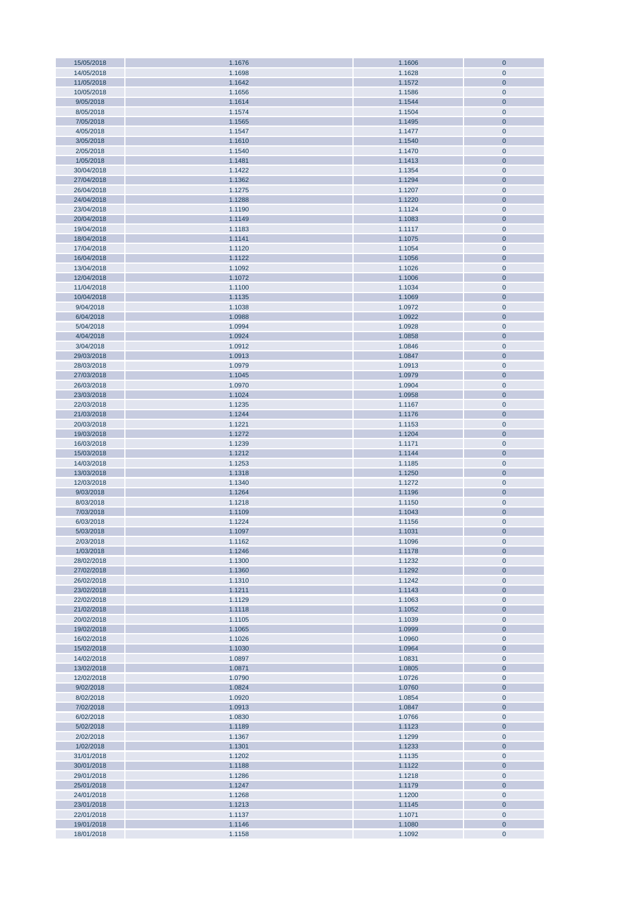| | | | |
|---|---|---|---|
| 15/05/2018 | 1.1676 | 1.1606 | 0 |
| 14/05/2018 | 1.1698 | 1.1628 | 0 |
| 11/05/2018 | 1.1642 | 1.1572 | 0 |
| 10/05/2018 | 1.1656 | 1.1586 | 0 |
| 9/05/2018 | 1.1614 | 1.1544 | 0 |
| 8/05/2018 | 1.1574 | 1.1504 | 0 |
| 7/05/2018 | 1.1565 | 1.1495 | 0 |
| 4/05/2018 | 1.1547 | 1.1477 | 0 |
| 3/05/2018 | 1.1610 | 1.1540 | 0 |
| 2/05/2018 | 1.1540 | 1.1470 | 0 |
| 1/05/2018 | 1.1481 | 1.1413 | 0 |
| 30/04/2018 | 1.1422 | 1.1354 | 0 |
| 27/04/2018 | 1.1362 | 1.1294 | 0 |
| 26/04/2018 | 1.1275 | 1.1207 | 0 |
| 24/04/2018 | 1.1288 | 1.1220 | 0 |
| 23/04/2018 | 1.1190 | 1.1124 | 0 |
| 20/04/2018 | 1.1149 | 1.1083 | 0 |
| 19/04/2018 | 1.1183 | 1.1117 | 0 |
| 18/04/2018 | 1.1141 | 1.1075 | 0 |
| 17/04/2018 | 1.1120 | 1.1054 | 0 |
| 16/04/2018 | 1.1122 | 1.1056 | 0 |
| 13/04/2018 | 1.1092 | 1.1026 | 0 |
| 12/04/2018 | 1.1072 | 1.1006 | 0 |
| 11/04/2018 | 1.1100 | 1.1034 | 0 |
| 10/04/2018 | 1.1135 | 1.1069 | 0 |
| 9/04/2018 | 1.1038 | 1.0972 | 0 |
| 6/04/2018 | 1.0988 | 1.0922 | 0 |
| 5/04/2018 | 1.0994 | 1.0928 | 0 |
| 4/04/2018 | 1.0924 | 1.0858 | 0 |
| 3/04/2018 | 1.0912 | 1.0846 | 0 |
| 29/03/2018 | 1.0913 | 1.0847 | 0 |
| 28/03/2018 | 1.0979 | 1.0913 | 0 |
| 27/03/2018 | 1.1045 | 1.0979 | 0 |
| 26/03/2018 | 1.0970 | 1.0904 | 0 |
| 23/03/2018 | 1.1024 | 1.0958 | 0 |
| 22/03/2018 | 1.1235 | 1.1167 | 0 |
| 21/03/2018 | 1.1244 | 1.1176 | 0 |
| 20/03/2018 | 1.1221 | 1.1153 | 0 |
| 19/03/2018 | 1.1272 | 1.1204 | 0 |
| 16/03/2018 | 1.1239 | 1.1171 | 0 |
| 15/03/2018 | 1.1212 | 1.1144 | 0 |
| 14/03/2018 | 1.1253 | 1.1185 | 0 |
| 13/03/2018 | 1.1318 | 1.1250 | 0 |
| 12/03/2018 | 1.1340 | 1.1272 | 0 |
| 9/03/2018 | 1.1264 | 1.1196 | 0 |
| 8/03/2018 | 1.1218 | 1.1150 | 0 |
| 7/03/2018 | 1.1109 | 1.1043 | 0 |
| 6/03/2018 | 1.1224 | 1.1156 | 0 |
| 5/03/2018 | 1.1097 | 1.1031 | 0 |
| 2/03/2018 | 1.1162 | 1.1096 | 0 |
| 1/03/2018 | 1.1246 | 1.1178 | 0 |
| 28/02/2018 | 1.1300 | 1.1232 | 0 |
| 27/02/2018 | 1.1360 | 1.1292 | 0 |
| 26/02/2018 | 1.1310 | 1.1242 | 0 |
| 23/02/2018 | 1.1211 | 1.1143 | 0 |
| 22/02/2018 | 1.1129 | 1.1063 | 0 |
| 21/02/2018 | 1.1118 | 1.1052 | 0 |
| 20/02/2018 | 1.1105 | 1.1039 | 0 |
| 19/02/2018 | 1.1065 | 1.0999 | 0 |
| 16/02/2018 | 1.1026 | 1.0960 | 0 |
| 15/02/2018 | 1.1030 | 1.0964 | 0 |
| 14/02/2018 | 1.0897 | 1.0831 | 0 |
| 13/02/2018 | 1.0871 | 1.0805 | 0 |
| 12/02/2018 | 1.0790 | 1.0726 | 0 |
| 9/02/2018 | 1.0824 | 1.0760 | 0 |
| 8/02/2018 | 1.0920 | 1.0854 | 0 |
| 7/02/2018 | 1.0913 | 1.0847 | 0 |
| 6/02/2018 | 1.0830 | 1.0766 | 0 |
| 5/02/2018 | 1.1189 | 1.1123 | 0 |
| 2/02/2018 | 1.1367 | 1.1299 | 0 |
| 1/02/2018 | 1.1301 | 1.1233 | 0 |
| 31/01/2018 | 1.1202 | 1.1135 | 0 |
| 30/01/2018 | 1.1188 | 1.1122 | 0 |
| 29/01/2018 | 1.1286 | 1.1218 | 0 |
| 25/01/2018 | 1.1247 | 1.1179 | 0 |
| 24/01/2018 | 1.1268 | 1.1200 | 0 |
| 23/01/2018 | 1.1213 | 1.1145 | 0 |
| 22/01/2018 | 1.1137 | 1.1071 | 0 |
| 19/01/2018 | 1.1146 | 1.1080 | 0 |
| 18/01/2018 | 1.1158 | 1.1092 | 0 |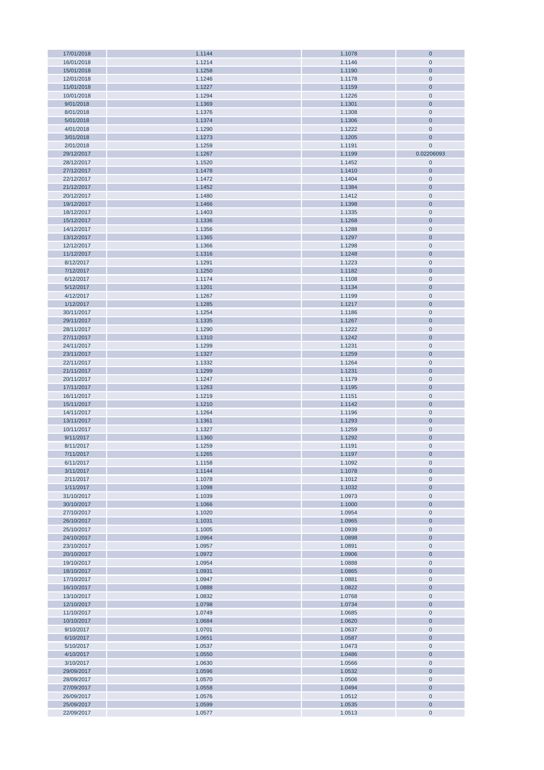| | | | |
|---|---|---|---|
| 17/01/2018 | 1.1144 | 1.1078 | 0 |
| 16/01/2018 | 1.1214 | 1.1146 | 0 |
| 15/01/2018 | 1.1258 | 1.1190 | 0 |
| 12/01/2018 | 1.1246 | 1.1178 | 0 |
| 11/01/2018 | 1.1227 | 1.1159 | 0 |
| 10/01/2018 | 1.1294 | 1.1226 | 0 |
| 9/01/2018 | 1.1369 | 1.1301 | 0 |
| 8/01/2018 | 1.1376 | 1.1308 | 0 |
| 5/01/2018 | 1.1374 | 1.1306 | 0 |
| 4/01/2018 | 1.1290 | 1.1222 | 0 |
| 3/01/2018 | 1.1273 | 1.1205 | 0 |
| 2/01/2018 | 1.1259 | 1.1191 | 0 |
| 29/12/2017 | 1.1267 | 1.1199 | 0.02206093 |
| 28/12/2017 | 1.1520 | 1.1452 | 0 |
| 27/12/2017 | 1.1478 | 1.1410 | 0 |
| 22/12/2017 | 1.1472 | 1.1404 | 0 |
| 21/12/2017 | 1.1452 | 1.1384 | 0 |
| 20/12/2017 | 1.1480 | 1.1412 | 0 |
| 19/12/2017 | 1.1466 | 1.1398 | 0 |
| 18/12/2017 | 1.1403 | 1.1335 | 0 |
| 15/12/2017 | 1.1336 | 1.1268 | 0 |
| 14/12/2017 | 1.1356 | 1.1288 | 0 |
| 13/12/2017 | 1.1365 | 1.1297 | 0 |
| 12/12/2017 | 1.1366 | 1.1298 | 0 |
| 11/12/2017 | 1.1316 | 1.1248 | 0 |
| 8/12/2017 | 1.1291 | 1.1223 | 0 |
| 7/12/2017 | 1.1250 | 1.1182 | 0 |
| 6/12/2017 | 1.1174 | 1.1108 | 0 |
| 5/12/2017 | 1.1201 | 1.1134 | 0 |
| 4/12/2017 | 1.1267 | 1.1199 | 0 |
| 1/12/2017 | 1.1285 | 1.1217 | 0 |
| 30/11/2017 | 1.1254 | 1.1186 | 0 |
| 29/11/2017 | 1.1335 | 1.1267 | 0 |
| 28/11/2017 | 1.1290 | 1.1222 | 0 |
| 27/11/2017 | 1.1310 | 1.1242 | 0 |
| 24/11/2017 | 1.1299 | 1.1231 | 0 |
| 23/11/2017 | 1.1327 | 1.1259 | 0 |
| 22/11/2017 | 1.1332 | 1.1264 | 0 |
| 21/11/2017 | 1.1299 | 1.1231 | 0 |
| 20/11/2017 | 1.1247 | 1.1179 | 0 |
| 17/11/2017 | 1.1263 | 1.1195 | 0 |
| 16/11/2017 | 1.1219 | 1.1151 | 0 |
| 15/11/2017 | 1.1210 | 1.1142 | 0 |
| 14/11/2017 | 1.1264 | 1.1196 | 0 |
| 13/11/2017 | 1.1361 | 1.1293 | 0 |
| 10/11/2017 | 1.1327 | 1.1259 | 0 |
| 9/11/2017 | 1.1360 | 1.1292 | 0 |
| 8/11/2017 | 1.1259 | 1.1191 | 0 |
| 7/11/2017 | 1.1265 | 1.1197 | 0 |
| 6/11/2017 | 1.1158 | 1.1092 | 0 |
| 3/11/2017 | 1.1144 | 1.1078 | 0 |
| 2/11/2017 | 1.1078 | 1.1012 | 0 |
| 1/11/2017 | 1.1098 | 1.1032 | 0 |
| 31/10/2017 | 1.1039 | 1.0973 | 0 |
| 30/10/2017 | 1.1066 | 1.1000 | 0 |
| 27/10/2017 | 1.1020 | 1.0954 | 0 |
| 26/10/2017 | 1.1031 | 1.0965 | 0 |
| 25/10/2017 | 1.1005 | 1.0939 | 0 |
| 24/10/2017 | 1.0964 | 1.0898 | 0 |
| 23/10/2017 | 1.0957 | 1.0891 | 0 |
| 20/10/2017 | 1.0972 | 1.0906 | 0 |
| 19/10/2017 | 1.0954 | 1.0888 | 0 |
| 18/10/2017 | 1.0931 | 1.0865 | 0 |
| 17/10/2017 | 1.0947 | 1.0881 | 0 |
| 16/10/2017 | 1.0888 | 1.0822 | 0 |
| 13/10/2017 | 1.0832 | 1.0768 | 0 |
| 12/10/2017 | 1.0798 | 1.0734 | 0 |
| 11/10/2017 | 1.0749 | 1.0685 | 0 |
| 10/10/2017 | 1.0684 | 1.0620 | 0 |
| 9/10/2017 | 1.0701 | 1.0637 | 0 |
| 6/10/2017 | 1.0651 | 1.0587 | 0 |
| 5/10/2017 | 1.0537 | 1.0473 | 0 |
| 4/10/2017 | 1.0550 | 1.0486 | 0 |
| 3/10/2017 | 1.0630 | 1.0566 | 0 |
| 29/09/2017 | 1.0596 | 1.0532 | 0 |
| 28/09/2017 | 1.0570 | 1.0506 | 0 |
| 27/09/2017 | 1.0558 | 1.0494 | 0 |
| 26/09/2017 | 1.0576 | 1.0512 | 0 |
| 25/09/2017 | 1.0599 | 1.0535 | 0 |
| 22/09/2017 | 1.0577 | 1.0513 | 0 |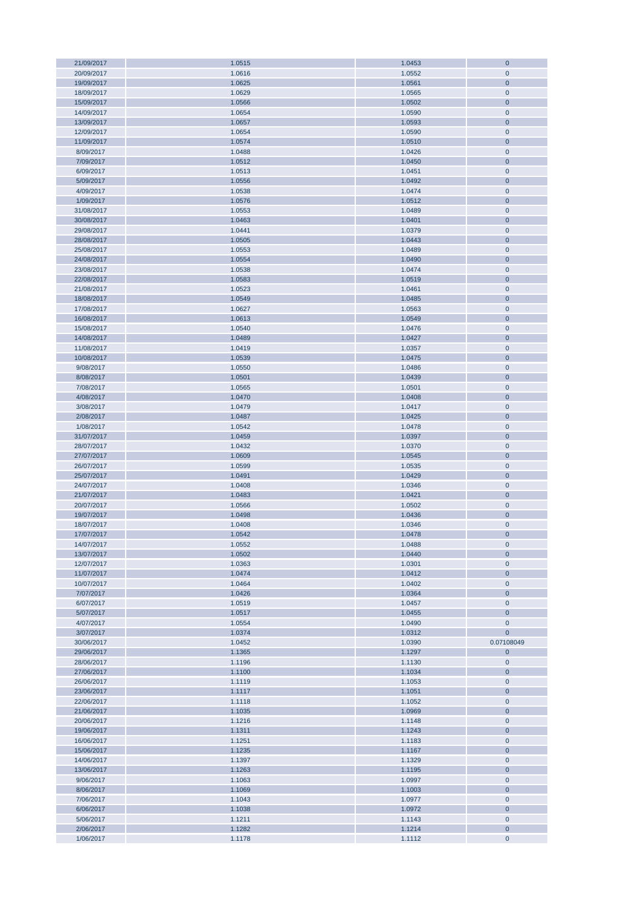| | | | |
|---|---|---|---|
| 21/09/2017 | 1.0515 | 1.0453 | 0 |
| 20/09/2017 | 1.0616 | 1.0552 | 0 |
| 19/09/2017 | 1.0625 | 1.0561 | 0 |
| 18/09/2017 | 1.0629 | 1.0565 | 0 |
| 15/09/2017 | 1.0566 | 1.0502 | 0 |
| 14/09/2017 | 1.0654 | 1.0590 | 0 |
| 13/09/2017 | 1.0657 | 1.0593 | 0 |
| 12/09/2017 | 1.0654 | 1.0590 | 0 |
| 11/09/2017 | 1.0574 | 1.0510 | 0 |
| 8/09/2017 | 1.0488 | 1.0426 | 0 |
| 7/09/2017 | 1.0512 | 1.0450 | 0 |
| 6/09/2017 | 1.0513 | 1.0451 | 0 |
| 5/09/2017 | 1.0556 | 1.0492 | 0 |
| 4/09/2017 | 1.0538 | 1.0474 | 0 |
| 1/09/2017 | 1.0576 | 1.0512 | 0 |
| 31/08/2017 | 1.0553 | 1.0489 | 0 |
| 30/08/2017 | 1.0463 | 1.0401 | 0 |
| 29/08/2017 | 1.0441 | 1.0379 | 0 |
| 28/08/2017 | 1.0505 | 1.0443 | 0 |
| 25/08/2017 | 1.0553 | 1.0489 | 0 |
| 24/08/2017 | 1.0554 | 1.0490 | 0 |
| 23/08/2017 | 1.0538 | 1.0474 | 0 |
| 22/08/2017 | 1.0583 | 1.0519 | 0 |
| 21/08/2017 | 1.0523 | 1.0461 | 0 |
| 18/08/2017 | 1.0549 | 1.0485 | 0 |
| 17/08/2017 | 1.0627 | 1.0563 | 0 |
| 16/08/2017 | 1.0613 | 1.0549 | 0 |
| 15/08/2017 | 1.0540 | 1.0476 | 0 |
| 14/08/2017 | 1.0489 | 1.0427 | 0 |
| 11/08/2017 | 1.0419 | 1.0357 | 0 |
| 10/08/2017 | 1.0539 | 1.0475 | 0 |
| 9/08/2017 | 1.0550 | 1.0486 | 0 |
| 8/08/2017 | 1.0501 | 1.0439 | 0 |
| 7/08/2017 | 1.0565 | 1.0501 | 0 |
| 4/08/2017 | 1.0470 | 1.0408 | 0 |
| 3/08/2017 | 1.0479 | 1.0417 | 0 |
| 2/08/2017 | 1.0487 | 1.0425 | 0 |
| 1/08/2017 | 1.0542 | 1.0478 | 0 |
| 31/07/2017 | 1.0459 | 1.0397 | 0 |
| 28/07/2017 | 1.0432 | 1.0370 | 0 |
| 27/07/2017 | 1.0609 | 1.0545 | 0 |
| 26/07/2017 | 1.0599 | 1.0535 | 0 |
| 25/07/2017 | 1.0491 | 1.0429 | 0 |
| 24/07/2017 | 1.0408 | 1.0346 | 0 |
| 21/07/2017 | 1.0483 | 1.0421 | 0 |
| 20/07/2017 | 1.0566 | 1.0502 | 0 |
| 19/07/2017 | 1.0498 | 1.0436 | 0 |
| 18/07/2017 | 1.0408 | 1.0346 | 0 |
| 17/07/2017 | 1.0542 | 1.0478 | 0 |
| 14/07/2017 | 1.0552 | 1.0488 | 0 |
| 13/07/2017 | 1.0502 | 1.0440 | 0 |
| 12/07/2017 | 1.0363 | 1.0301 | 0 |
| 11/07/2017 | 1.0474 | 1.0412 | 0 |
| 10/07/2017 | 1.0464 | 1.0402 | 0 |
| 7/07/2017 | 1.0426 | 1.0364 | 0 |
| 6/07/2017 | 1.0519 | 1.0457 | 0 |
| 5/07/2017 | 1.0517 | 1.0455 | 0 |
| 4/07/2017 | 1.0554 | 1.0490 | 0 |
| 3/07/2017 | 1.0374 | 1.0312 | 0 |
| 30/06/2017 | 1.0452 | 1.0390 | 0.07108049 |
| 29/06/2017 | 1.1365 | 1.1297 | 0 |
| 28/06/2017 | 1.1196 | 1.1130 | 0 |
| 27/06/2017 | 1.1100 | 1.1034 | 0 |
| 26/06/2017 | 1.1119 | 1.1053 | 0 |
| 23/06/2017 | 1.1117 | 1.1051 | 0 |
| 22/06/2017 | 1.1118 | 1.1052 | 0 |
| 21/06/2017 | 1.1035 | 1.0969 | 0 |
| 20/06/2017 | 1.1216 | 1.1148 | 0 |
| 19/06/2017 | 1.1311 | 1.1243 | 0 |
| 16/06/2017 | 1.1251 | 1.1183 | 0 |
| 15/06/2017 | 1.1235 | 1.1167 | 0 |
| 14/06/2017 | 1.1397 | 1.1329 | 0 |
| 13/06/2017 | 1.1263 | 1.1195 | 0 |
| 9/06/2017 | 1.1063 | 1.0997 | 0 |
| 8/06/2017 | 1.1069 | 1.1003 | 0 |
| 7/06/2017 | 1.1043 | 1.0977 | 0 |
| 6/06/2017 | 1.1038 | 1.0972 | 0 |
| 5/06/2017 | 1.1211 | 1.1143 | 0 |
| 2/06/2017 | 1.1282 | 1.1214 | 0 |
| 1/06/2017 | 1.1178 | 1.1112 | 0 |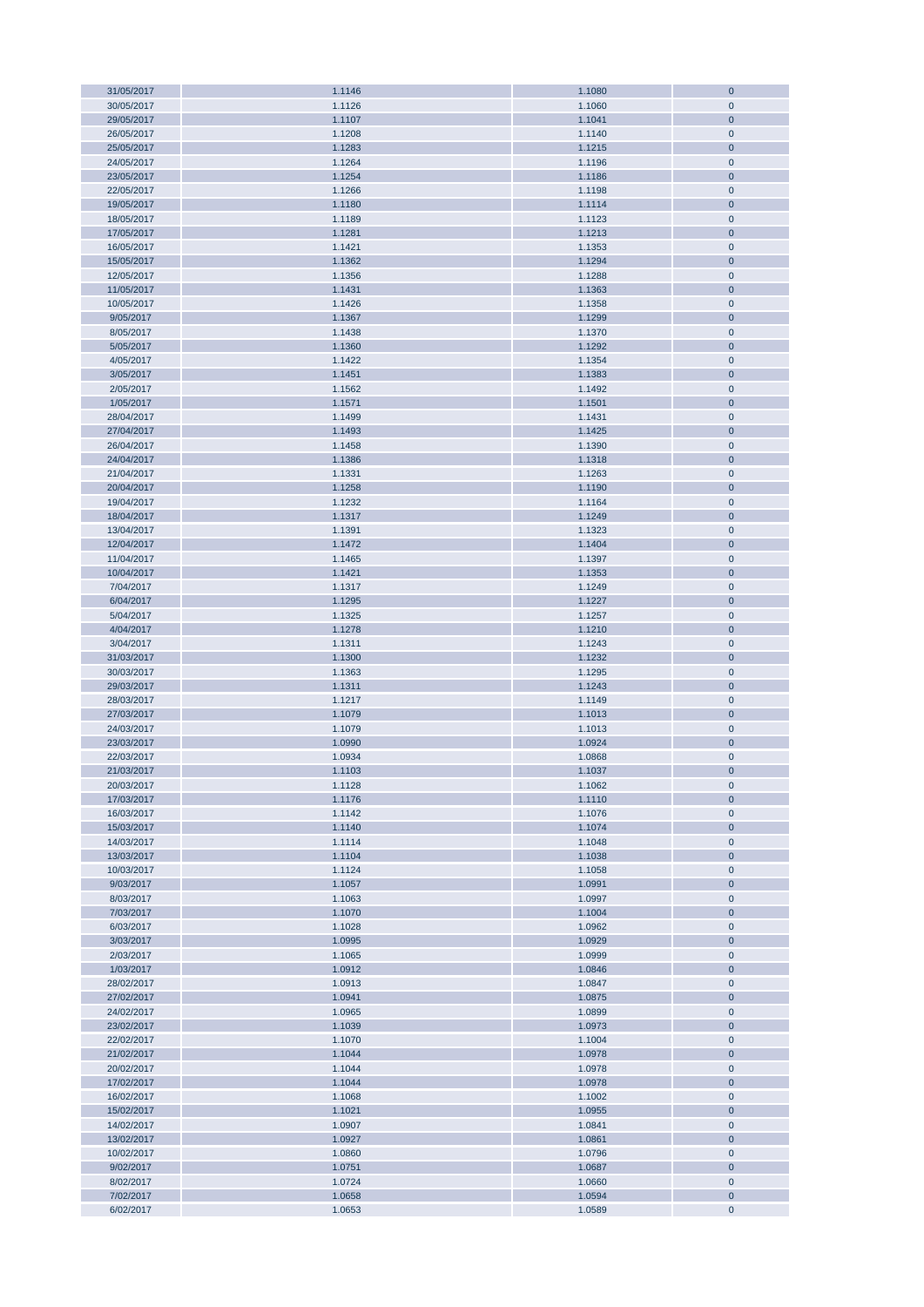| | | | |
|---|---|---|---|
| 31/05/2017 | 1.1146 | 1.1080 | 0 |
| 30/05/2017 | 1.1126 | 1.1060 | 0 |
| 29/05/2017 | 1.1107 | 1.1041 | 0 |
| 26/05/2017 | 1.1208 | 1.1140 | 0 |
| 25/05/2017 | 1.1283 | 1.1215 | 0 |
| 24/05/2017 | 1.1264 | 1.1196 | 0 |
| 23/05/2017 | 1.1254 | 1.1186 | 0 |
| 22/05/2017 | 1.1266 | 1.1198 | 0 |
| 19/05/2017 | 1.1180 | 1.1114 | 0 |
| 18/05/2017 | 1.1189 | 1.1123 | 0 |
| 17/05/2017 | 1.1281 | 1.1213 | 0 |
| 16/05/2017 | 1.1421 | 1.1353 | 0 |
| 15/05/2017 | 1.1362 | 1.1294 | 0 |
| 12/05/2017 | 1.1356 | 1.1288 | 0 |
| 11/05/2017 | 1.1431 | 1.1363 | 0 |
| 10/05/2017 | 1.1426 | 1.1358 | 0 |
| 9/05/2017 | 1.1367 | 1.1299 | 0 |
| 8/05/2017 | 1.1438 | 1.1370 | 0 |
| 5/05/2017 | 1.1360 | 1.1292 | 0 |
| 4/05/2017 | 1.1422 | 1.1354 | 0 |
| 3/05/2017 | 1.1451 | 1.1383 | 0 |
| 2/05/2017 | 1.1562 | 1.1492 | 0 |
| 1/05/2017 | 1.1571 | 1.1501 | 0 |
| 28/04/2017 | 1.1499 | 1.1431 | 0 |
| 27/04/2017 | 1.1493 | 1.1425 | 0 |
| 26/04/2017 | 1.1458 | 1.1390 | 0 |
| 24/04/2017 | 1.1386 | 1.1318 | 0 |
| 21/04/2017 | 1.1331 | 1.1263 | 0 |
| 20/04/2017 | 1.1258 | 1.1190 | 0 |
| 19/04/2017 | 1.1232 | 1.1164 | 0 |
| 18/04/2017 | 1.1317 | 1.1249 | 0 |
| 13/04/2017 | 1.1391 | 1.1323 | 0 |
| 12/04/2017 | 1.1472 | 1.1404 | 0 |
| 11/04/2017 | 1.1465 | 1.1397 | 0 |
| 10/04/2017 | 1.1421 | 1.1353 | 0 |
| 7/04/2017 | 1.1317 | 1.1249 | 0 |
| 6/04/2017 | 1.1295 | 1.1227 | 0 |
| 5/04/2017 | 1.1325 | 1.1257 | 0 |
| 4/04/2017 | 1.1278 | 1.1210 | 0 |
| 3/04/2017 | 1.1311 | 1.1243 | 0 |
| 31/03/2017 | 1.1300 | 1.1232 | 0 |
| 30/03/2017 | 1.1363 | 1.1295 | 0 |
| 29/03/2017 | 1.1311 | 1.1243 | 0 |
| 28/03/2017 | 1.1217 | 1.1149 | 0 |
| 27/03/2017 | 1.1079 | 1.1013 | 0 |
| 24/03/2017 | 1.1079 | 1.1013 | 0 |
| 23/03/2017 | 1.0990 | 1.0924 | 0 |
| 22/03/2017 | 1.0934 | 1.0868 | 0 |
| 21/03/2017 | 1.1103 | 1.1037 | 0 |
| 20/03/2017 | 1.1128 | 1.1062 | 0 |
| 17/03/2017 | 1.1176 | 1.1110 | 0 |
| 16/03/2017 | 1.1142 | 1.1076 | 0 |
| 15/03/2017 | 1.1140 | 1.1074 | 0 |
| 14/03/2017 | 1.1114 | 1.1048 | 0 |
| 13/03/2017 | 1.1104 | 1.1038 | 0 |
| 10/03/2017 | 1.1124 | 1.1058 | 0 |
| 9/03/2017 | 1.1057 | 1.0991 | 0 |
| 8/03/2017 | 1.1063 | 1.0997 | 0 |
| 7/03/2017 | 1.1070 | 1.1004 | 0 |
| 6/03/2017 | 1.1028 | 1.0962 | 0 |
| 3/03/2017 | 1.0995 | 1.0929 | 0 |
| 2/03/2017 | 1.1065 | 1.0999 | 0 |
| 1/03/2017 | 1.0912 | 1.0846 | 0 |
| 28/02/2017 | 1.0913 | 1.0847 | 0 |
| 27/02/2017 | 1.0941 | 1.0875 | 0 |
| 24/02/2017 | 1.0965 | 1.0899 | 0 |
| 23/02/2017 | 1.1039 | 1.0973 | 0 |
| 22/02/2017 | 1.1070 | 1.1004 | 0 |
| 21/02/2017 | 1.1044 | 1.0978 | 0 |
| 20/02/2017 | 1.1044 | 1.0978 | 0 |
| 17/02/2017 | 1.1044 | 1.0978 | 0 |
| 16/02/2017 | 1.1068 | 1.1002 | 0 |
| 15/02/2017 | 1.1021 | 1.0955 | 0 |
| 14/02/2017 | 1.0907 | 1.0841 | 0 |
| 13/02/2017 | 1.0927 | 1.0861 | 0 |
| 10/02/2017 | 1.0860 | 1.0796 | 0 |
| 9/02/2017 | 1.0751 | 1.0687 | 0 |
| 8/02/2017 | 1.0724 | 1.0660 | 0 |
| 7/02/2017 | 1.0658 | 1.0594 | 0 |
| 6/02/2017 | 1.0653 | 1.0589 | 0 |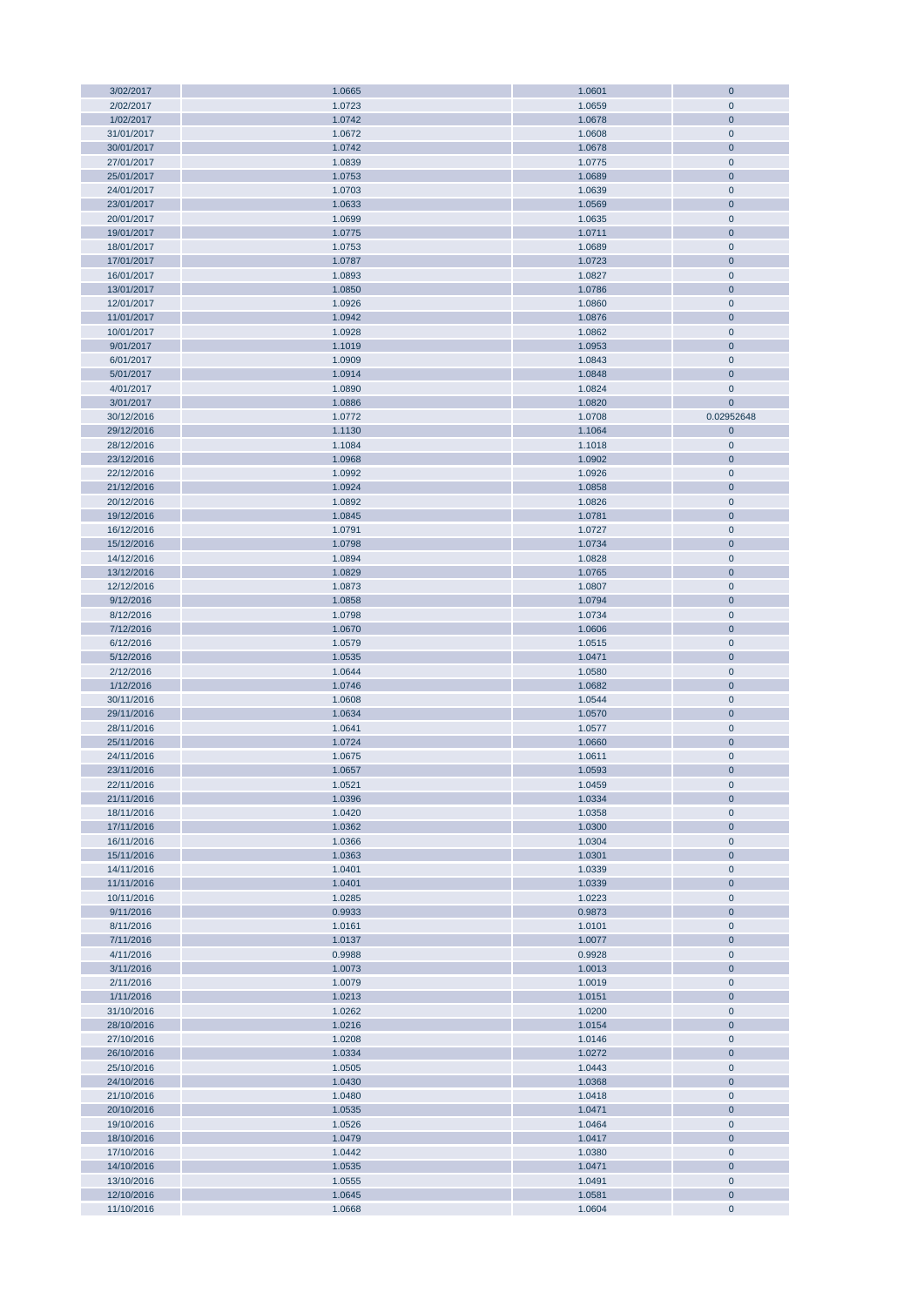| | | | |
|---|---|---|---|
| 3/02/2017 | 1.0665 | 1.0601 | 0 |
| 2/02/2017 | 1.0723 | 1.0659 | 0 |
| 1/02/2017 | 1.0742 | 1.0678 | 0 |
| 31/01/2017 | 1.0672 | 1.0608 | 0 |
| 30/01/2017 | 1.0742 | 1.0678 | 0 |
| 27/01/2017 | 1.0839 | 1.0775 | 0 |
| 25/01/2017 | 1.0753 | 1.0689 | 0 |
| 24/01/2017 | 1.0703 | 1.0639 | 0 |
| 23/01/2017 | 1.0633 | 1.0569 | 0 |
| 20/01/2017 | 1.0699 | 1.0635 | 0 |
| 19/01/2017 | 1.0775 | 1.0711 | 0 |
| 18/01/2017 | 1.0753 | 1.0689 | 0 |
| 17/01/2017 | 1.0787 | 1.0723 | 0 |
| 16/01/2017 | 1.0893 | 1.0827 | 0 |
| 13/01/2017 | 1.0850 | 1.0786 | 0 |
| 12/01/2017 | 1.0926 | 1.0860 | 0 |
| 11/01/2017 | 1.0942 | 1.0876 | 0 |
| 10/01/2017 | 1.0928 | 1.0862 | 0 |
| 9/01/2017 | 1.1019 | 1.0953 | 0 |
| 6/01/2017 | 1.0909 | 1.0843 | 0 |
| 5/01/2017 | 1.0914 | 1.0848 | 0 |
| 4/01/2017 | 1.0890 | 1.0824 | 0 |
| 3/01/2017 | 1.0886 | 1.0820 | 0 |
| 30/12/2016 | 1.0772 | 1.0708 | 0.02952648 |
| 29/12/2016 | 1.1130 | 1.1064 | 0 |
| 28/12/2016 | 1.1084 | 1.1018 | 0 |
| 23/12/2016 | 1.0968 | 1.0902 | 0 |
| 22/12/2016 | 1.0992 | 1.0926 | 0 |
| 21/12/2016 | 1.0924 | 1.0858 | 0 |
| 20/12/2016 | 1.0892 | 1.0826 | 0 |
| 19/12/2016 | 1.0845 | 1.0781 | 0 |
| 16/12/2016 | 1.0791 | 1.0727 | 0 |
| 15/12/2016 | 1.0798 | 1.0734 | 0 |
| 14/12/2016 | 1.0894 | 1.0828 | 0 |
| 13/12/2016 | 1.0829 | 1.0765 | 0 |
| 12/12/2016 | 1.0873 | 1.0807 | 0 |
| 9/12/2016 | 1.0858 | 1.0794 | 0 |
| 8/12/2016 | 1.0798 | 1.0734 | 0 |
| 7/12/2016 | 1.0670 | 1.0606 | 0 |
| 6/12/2016 | 1.0579 | 1.0515 | 0 |
| 5/12/2016 | 1.0535 | 1.0471 | 0 |
| 2/12/2016 | 1.0644 | 1.0580 | 0 |
| 1/12/2016 | 1.0746 | 1.0682 | 0 |
| 30/11/2016 | 1.0608 | 1.0544 | 0 |
| 29/11/2016 | 1.0634 | 1.0570 | 0 |
| 28/11/2016 | 1.0641 | 1.0577 | 0 |
| 25/11/2016 | 1.0724 | 1.0660 | 0 |
| 24/11/2016 | 1.0675 | 1.0611 | 0 |
| 23/11/2016 | 1.0657 | 1.0593 | 0 |
| 22/11/2016 | 1.0521 | 1.0459 | 0 |
| 21/11/2016 | 1.0396 | 1.0334 | 0 |
| 18/11/2016 | 1.0420 | 1.0358 | 0 |
| 17/11/2016 | 1.0362 | 1.0300 | 0 |
| 16/11/2016 | 1.0366 | 1.0304 | 0 |
| 15/11/2016 | 1.0363 | 1.0301 | 0 |
| 14/11/2016 | 1.0401 | 1.0339 | 0 |
| 11/11/2016 | 1.0401 | 1.0339 | 0 |
| 10/11/2016 | 1.0285 | 1.0223 | 0 |
| 9/11/2016 | 0.9933 | 0.9873 | 0 |
| 8/11/2016 | 1.0161 | 1.0101 | 0 |
| 7/11/2016 | 1.0137 | 1.0077 | 0 |
| 4/11/2016 | 0.9988 | 0.9928 | 0 |
| 3/11/2016 | 1.0073 | 1.0013 | 0 |
| 2/11/2016 | 1.0079 | 1.0019 | 0 |
| 1/11/2016 | 1.0213 | 1.0151 | 0 |
| 31/10/2016 | 1.0262 | 1.0200 | 0 |
| 28/10/2016 | 1.0216 | 1.0154 | 0 |
| 27/10/2016 | 1.0208 | 1.0146 | 0 |
| 26/10/2016 | 1.0334 | 1.0272 | 0 |
| 25/10/2016 | 1.0505 | 1.0443 | 0 |
| 24/10/2016 | 1.0430 | 1.0368 | 0 |
| 21/10/2016 | 1.0480 | 1.0418 | 0 |
| 20/10/2016 | 1.0535 | 1.0471 | 0 |
| 19/10/2016 | 1.0526 | 1.0464 | 0 |
| 18/10/2016 | 1.0479 | 1.0417 | 0 |
| 17/10/2016 | 1.0442 | 1.0380 | 0 |
| 14/10/2016 | 1.0535 | 1.0471 | 0 |
| 13/10/2016 | 1.0555 | 1.0491 | 0 |
| 12/10/2016 | 1.0645 | 1.0581 | 0 |
| 11/10/2016 | 1.0668 | 1.0604 | 0 |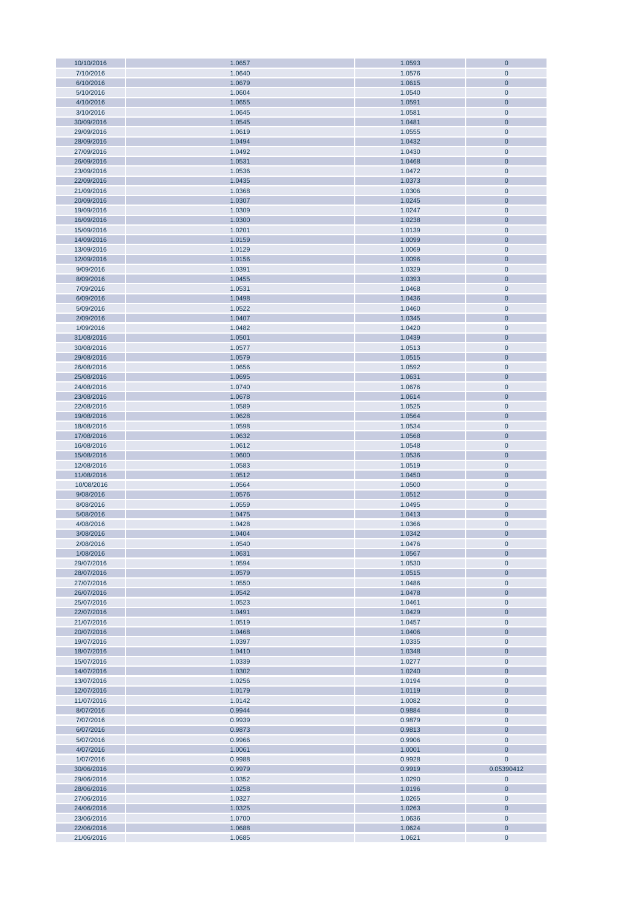| | | | |
|---|---|---|---|
| 10/10/2016 | 1.0657 | 1.0593 | 0 |
| 7/10/2016 | 1.0640 | 1.0576 | 0 |
| 6/10/2016 | 1.0679 | 1.0615 | 0 |
| 5/10/2016 | 1.0604 | 1.0540 | 0 |
| 4/10/2016 | 1.0655 | 1.0591 | 0 |
| 3/10/2016 | 1.0645 | 1.0581 | 0 |
| 30/09/2016 | 1.0545 | 1.0481 | 0 |
| 29/09/2016 | 1.0619 | 1.0555 | 0 |
| 28/09/2016 | 1.0494 | 1.0432 | 0 |
| 27/09/2016 | 1.0492 | 1.0430 | 0 |
| 26/09/2016 | 1.0531 | 1.0468 | 0 |
| 23/09/2016 | 1.0536 | 1.0472 | 0 |
| 22/09/2016 | 1.0435 | 1.0373 | 0 |
| 21/09/2016 | 1.0368 | 1.0306 | 0 |
| 20/09/2016 | 1.0307 | 1.0245 | 0 |
| 19/09/2016 | 1.0309 | 1.0247 | 0 |
| 16/09/2016 | 1.0300 | 1.0238 | 0 |
| 15/09/2016 | 1.0201 | 1.0139 | 0 |
| 14/09/2016 | 1.0159 | 1.0099 | 0 |
| 13/09/2016 | 1.0129 | 1.0069 | 0 |
| 12/09/2016 | 1.0156 | 1.0096 | 0 |
| 9/09/2016 | 1.0391 | 1.0329 | 0 |
| 8/09/2016 | 1.0455 | 1.0393 | 0 |
| 7/09/2016 | 1.0531 | 1.0468 | 0 |
| 6/09/2016 | 1.0498 | 1.0436 | 0 |
| 5/09/2016 | 1.0522 | 1.0460 | 0 |
| 2/09/2016 | 1.0407 | 1.0345 | 0 |
| 1/09/2016 | 1.0482 | 1.0420 | 0 |
| 31/08/2016 | 1.0501 | 1.0439 | 0 |
| 30/08/2016 | 1.0577 | 1.0513 | 0 |
| 29/08/2016 | 1.0579 | 1.0515 | 0 |
| 26/08/2016 | 1.0656 | 1.0592 | 0 |
| 25/08/2016 | 1.0695 | 1.0631 | 0 |
| 24/08/2016 | 1.0740 | 1.0676 | 0 |
| 23/08/2016 | 1.0678 | 1.0614 | 0 |
| 22/08/2016 | 1.0589 | 1.0525 | 0 |
| 19/08/2016 | 1.0628 | 1.0564 | 0 |
| 18/08/2016 | 1.0598 | 1.0534 | 0 |
| 17/08/2016 | 1.0632 | 1.0568 | 0 |
| 16/08/2016 | 1.0612 | 1.0548 | 0 |
| 15/08/2016 | 1.0600 | 1.0536 | 0 |
| 12/08/2016 | 1.0583 | 1.0519 | 0 |
| 11/08/2016 | 1.0512 | 1.0450 | 0 |
| 10/08/2016 | 1.0564 | 1.0500 | 0 |
| 9/08/2016 | 1.0576 | 1.0512 | 0 |
| 8/08/2016 | 1.0559 | 1.0495 | 0 |
| 5/08/2016 | 1.0475 | 1.0413 | 0 |
| 4/08/2016 | 1.0428 | 1.0366 | 0 |
| 3/08/2016 | 1.0404 | 1.0342 | 0 |
| 2/08/2016 | 1.0540 | 1.0476 | 0 |
| 1/08/2016 | 1.0631 | 1.0567 | 0 |
| 29/07/2016 | 1.0594 | 1.0530 | 0 |
| 28/07/2016 | 1.0579 | 1.0515 | 0 |
| 27/07/2016 | 1.0550 | 1.0486 | 0 |
| 26/07/2016 | 1.0542 | 1.0478 | 0 |
| 25/07/2016 | 1.0523 | 1.0461 | 0 |
| 22/07/2016 | 1.0491 | 1.0429 | 0 |
| 21/07/2016 | 1.0519 | 1.0457 | 0 |
| 20/07/2016 | 1.0468 | 1.0406 | 0 |
| 19/07/2016 | 1.0397 | 1.0335 | 0 |
| 18/07/2016 | 1.0410 | 1.0348 | 0 |
| 15/07/2016 | 1.0339 | 1.0277 | 0 |
| 14/07/2016 | 1.0302 | 1.0240 | 0 |
| 13/07/2016 | 1.0256 | 1.0194 | 0 |
| 12/07/2016 | 1.0179 | 1.0119 | 0 |
| 11/07/2016 | 1.0142 | 1.0082 | 0 |
| 8/07/2016 | 0.9944 | 0.9884 | 0 |
| 7/07/2016 | 0.9939 | 0.9879 | 0 |
| 6/07/2016 | 0.9873 | 0.9813 | 0 |
| 5/07/2016 | 0.9966 | 0.9906 | 0 |
| 4/07/2016 | 1.0061 | 1.0001 | 0 |
| 1/07/2016 | 0.9988 | 0.9928 | 0 |
| 30/06/2016 | 0.9979 | 0.9919 | 0.05390412 |
| 29/06/2016 | 1.0352 | 1.0290 | 0 |
| 28/06/2016 | 1.0258 | 1.0196 | 0 |
| 27/06/2016 | 1.0327 | 1.0265 | 0 |
| 24/06/2016 | 1.0325 | 1.0263 | 0 |
| 23/06/2016 | 1.0700 | 1.0636 | 0 |
| 22/06/2016 | 1.0688 | 1.0624 | 0 |
| 21/06/2016 | 1.0685 | 1.0621 | 0 |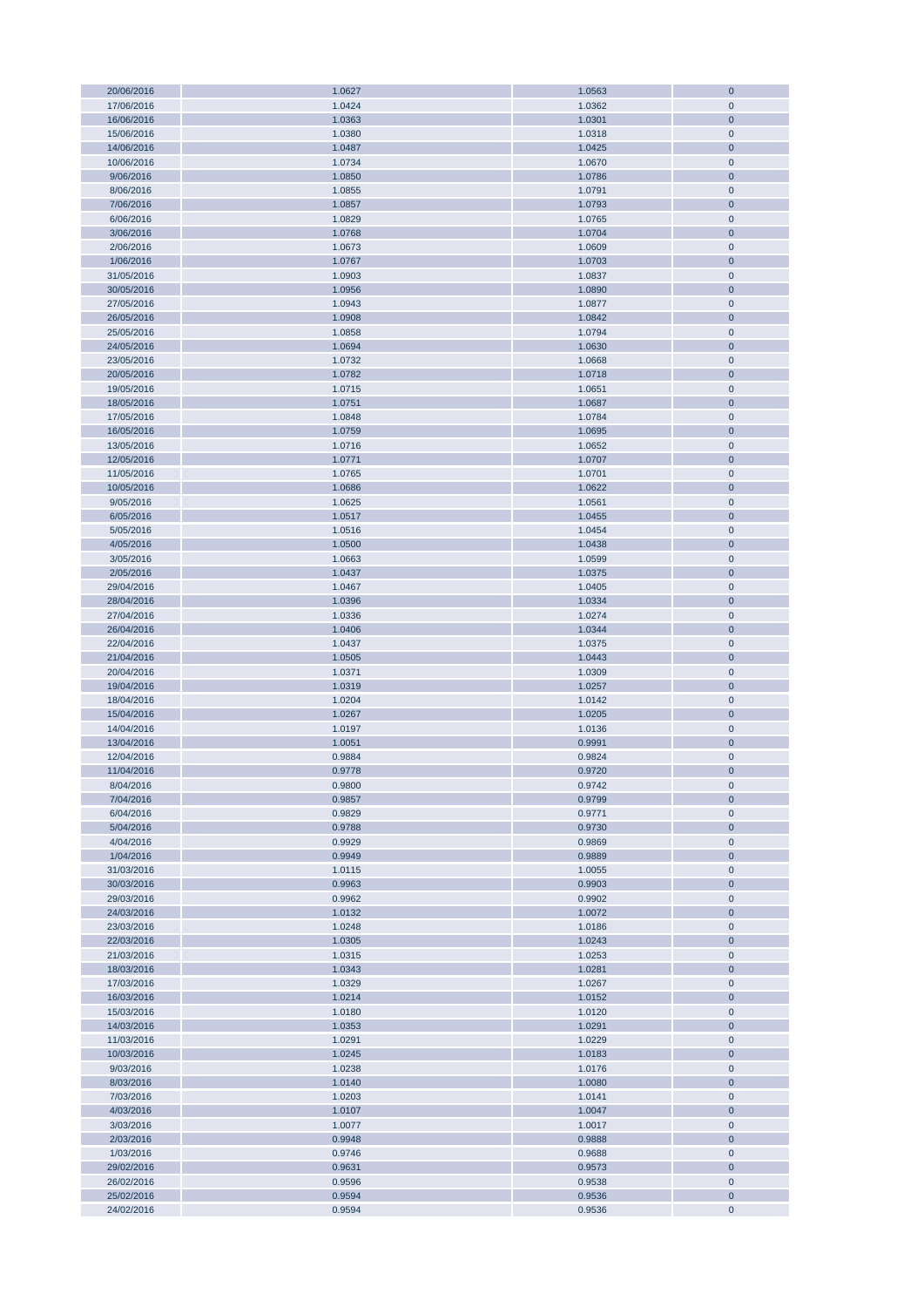| | | | |
|---|---|---|---|
| 20/06/2016 | 1.0627 | 1.0563 | 0 |
| 17/06/2016 | 1.0424 | 1.0362 | 0 |
| 16/06/2016 | 1.0363 | 1.0301 | 0 |
| 15/06/2016 | 1.0380 | 1.0318 | 0 |
| 14/06/2016 | 1.0487 | 1.0425 | 0 |
| 10/06/2016 | 1.0734 | 1.0670 | 0 |
| 9/06/2016 | 1.0850 | 1.0786 | 0 |
| 8/06/2016 | 1.0855 | 1.0791 | 0 |
| 7/06/2016 | 1.0857 | 1.0793 | 0 |
| 6/06/2016 | 1.0829 | 1.0765 | 0 |
| 3/06/2016 | 1.0768 | 1.0704 | 0 |
| 2/06/2016 | 1.0673 | 1.0609 | 0 |
| 1/06/2016 | 1.0767 | 1.0703 | 0 |
| 31/05/2016 | 1.0903 | 1.0837 | 0 |
| 30/05/2016 | 1.0956 | 1.0890 | 0 |
| 27/05/2016 | 1.0943 | 1.0877 | 0 |
| 26/05/2016 | 1.0908 | 1.0842 | 0 |
| 25/05/2016 | 1.0858 | 1.0794 | 0 |
| 24/05/2016 | 1.0694 | 1.0630 | 0 |
| 23/05/2016 | 1.0732 | 1.0668 | 0 |
| 20/05/2016 | 1.0782 | 1.0718 | 0 |
| 19/05/2016 | 1.0715 | 1.0651 | 0 |
| 18/05/2016 | 1.0751 | 1.0687 | 0 |
| 17/05/2016 | 1.0848 | 1.0784 | 0 |
| 16/05/2016 | 1.0759 | 1.0695 | 0 |
| 13/05/2016 | 1.0716 | 1.0652 | 0 |
| 12/05/2016 | 1.0771 | 1.0707 | 0 |
| 11/05/2016 | 1.0765 | 1.0701 | 0 |
| 10/05/2016 | 1.0686 | 1.0622 | 0 |
| 9/05/2016 | 1.0625 | 1.0561 | 0 |
| 6/05/2016 | 1.0517 | 1.0455 | 0 |
| 5/05/2016 | 1.0516 | 1.0454 | 0 |
| 4/05/2016 | 1.0500 | 1.0438 | 0 |
| 3/05/2016 | 1.0663 | 1.0599 | 0 |
| 2/05/2016 | 1.0437 | 1.0375 | 0 |
| 29/04/2016 | 1.0467 | 1.0405 | 0 |
| 28/04/2016 | 1.0396 | 1.0334 | 0 |
| 27/04/2016 | 1.0336 | 1.0274 | 0 |
| 26/04/2016 | 1.0406 | 1.0344 | 0 |
| 22/04/2016 | 1.0437 | 1.0375 | 0 |
| 21/04/2016 | 1.0505 | 1.0443 | 0 |
| 20/04/2016 | 1.0371 | 1.0309 | 0 |
| 19/04/2016 | 1.0319 | 1.0257 | 0 |
| 18/04/2016 | 1.0204 | 1.0142 | 0 |
| 15/04/2016 | 1.0267 | 1.0205 | 0 |
| 14/04/2016 | 1.0197 | 1.0136 | 0 |
| 13/04/2016 | 1.0051 | 0.9991 | 0 |
| 12/04/2016 | 0.9884 | 0.9824 | 0 |
| 11/04/2016 | 0.9778 | 0.9720 | 0 |
| 8/04/2016 | 0.9800 | 0.9742 | 0 |
| 7/04/2016 | 0.9857 | 0.9799 | 0 |
| 6/04/2016 | 0.9829 | 0.9771 | 0 |
| 5/04/2016 | 0.9788 | 0.9730 | 0 |
| 4/04/2016 | 0.9929 | 0.9869 | 0 |
| 1/04/2016 | 0.9949 | 0.9889 | 0 |
| 31/03/2016 | 1.0115 | 1.0055 | 0 |
| 30/03/2016 | 0.9963 | 0.9903 | 0 |
| 29/03/2016 | 0.9962 | 0.9902 | 0 |
| 24/03/2016 | 1.0132 | 1.0072 | 0 |
| 23/03/2016 | 1.0248 | 1.0186 | 0 |
| 22/03/2016 | 1.0305 | 1.0243 | 0 |
| 21/03/2016 | 1.0315 | 1.0253 | 0 |
| 18/03/2016 | 1.0343 | 1.0281 | 0 |
| 17/03/2016 | 1.0329 | 1.0267 | 0 |
| 16/03/2016 | 1.0214 | 1.0152 | 0 |
| 15/03/2016 | 1.0180 | 1.0120 | 0 |
| 14/03/2016 | 1.0353 | 1.0291 | 0 |
| 11/03/2016 | 1.0291 | 1.0229 | 0 |
| 10/03/2016 | 1.0245 | 1.0183 | 0 |
| 9/03/2016 | 1.0238 | 1.0176 | 0 |
| 8/03/2016 | 1.0140 | 1.0080 | 0 |
| 7/03/2016 | 1.0203 | 1.0141 | 0 |
| 4/03/2016 | 1.0107 | 1.0047 | 0 |
| 3/03/2016 | 1.0077 | 1.0017 | 0 |
| 2/03/2016 | 0.9948 | 0.9888 | 0 |
| 1/03/2016 | 0.9746 | 0.9688 | 0 |
| 29/02/2016 | 0.9631 | 0.9573 | 0 |
| 26/02/2016 | 0.9596 | 0.9538 | 0 |
| 25/02/2016 | 0.9594 | 0.9536 | 0 |
| 24/02/2016 | 0.9594 | 0.9536 | 0 |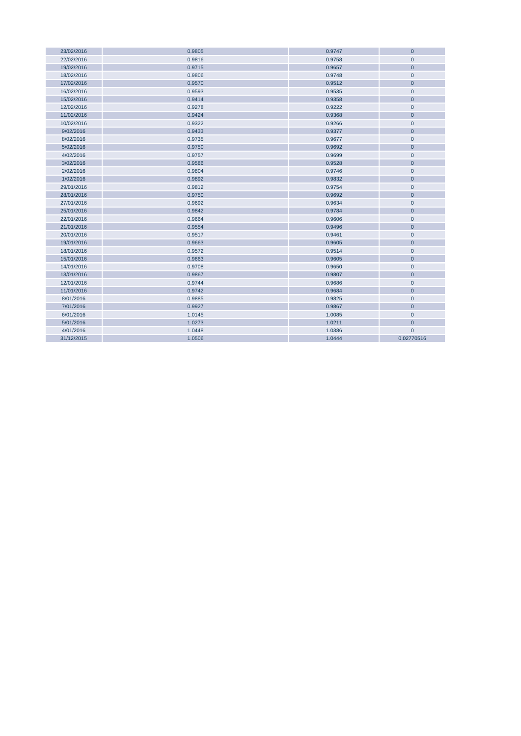| | | | |
|---|---|---|---|
| 23/02/2016 | 0.9805 | 0.9747 | 0 |
| 22/02/2016 | 0.9816 | 0.9758 | 0 |
| 19/02/2016 | 0.9715 | 0.9657 | 0 |
| 18/02/2016 | 0.9806 | 0.9748 | 0 |
| 17/02/2016 | 0.9570 | 0.9512 | 0 |
| 16/02/2016 | 0.9593 | 0.9535 | 0 |
| 15/02/2016 | 0.9414 | 0.9358 | 0 |
| 12/02/2016 | 0.9278 | 0.9222 | 0 |
| 11/02/2016 | 0.9424 | 0.9368 | 0 |
| 10/02/2016 | 0.9322 | 0.9266 | 0 |
| 9/02/2016 | 0.9433 | 0.9377 | 0 |
| 8/02/2016 | 0.9735 | 0.9677 | 0 |
| 5/02/2016 | 0.9750 | 0.9692 | 0 |
| 4/02/2016 | 0.9757 | 0.9699 | 0 |
| 3/02/2016 | 0.9586 | 0.9528 | 0 |
| 2/02/2016 | 0.9804 | 0.9746 | 0 |
| 1/02/2016 | 0.9892 | 0.9832 | 0 |
| 29/01/2016 | 0.9812 | 0.9754 | 0 |
| 28/01/2016 | 0.9750 | 0.9692 | 0 |
| 27/01/2016 | 0.9692 | 0.9634 | 0 |
| 25/01/2016 | 0.9842 | 0.9784 | 0 |
| 22/01/2016 | 0.9664 | 0.9606 | 0 |
| 21/01/2016 | 0.9554 | 0.9496 | 0 |
| 20/01/2016 | 0.9517 | 0.9461 | 0 |
| 19/01/2016 | 0.9663 | 0.9605 | 0 |
| 18/01/2016 | 0.9572 | 0.9514 | 0 |
| 15/01/2016 | 0.9663 | 0.9605 | 0 |
| 14/01/2016 | 0.9708 | 0.9650 | 0 |
| 13/01/2016 | 0.9867 | 0.9807 | 0 |
| 12/01/2016 | 0.9744 | 0.9686 | 0 |
| 11/01/2016 | 0.9742 | 0.9684 | 0 |
| 8/01/2016 | 0.9885 | 0.9825 | 0 |
| 7/01/2016 | 0.9927 | 0.9867 | 0 |
| 6/01/2016 | 1.0145 | 1.0085 | 0 |
| 5/01/2016 | 1.0273 | 1.0211 | 0 |
| 4/01/2016 | 1.0448 | 1.0386 | 0 |
| 31/12/2015 | 1.0506 | 1.0444 | 0.02770516 |